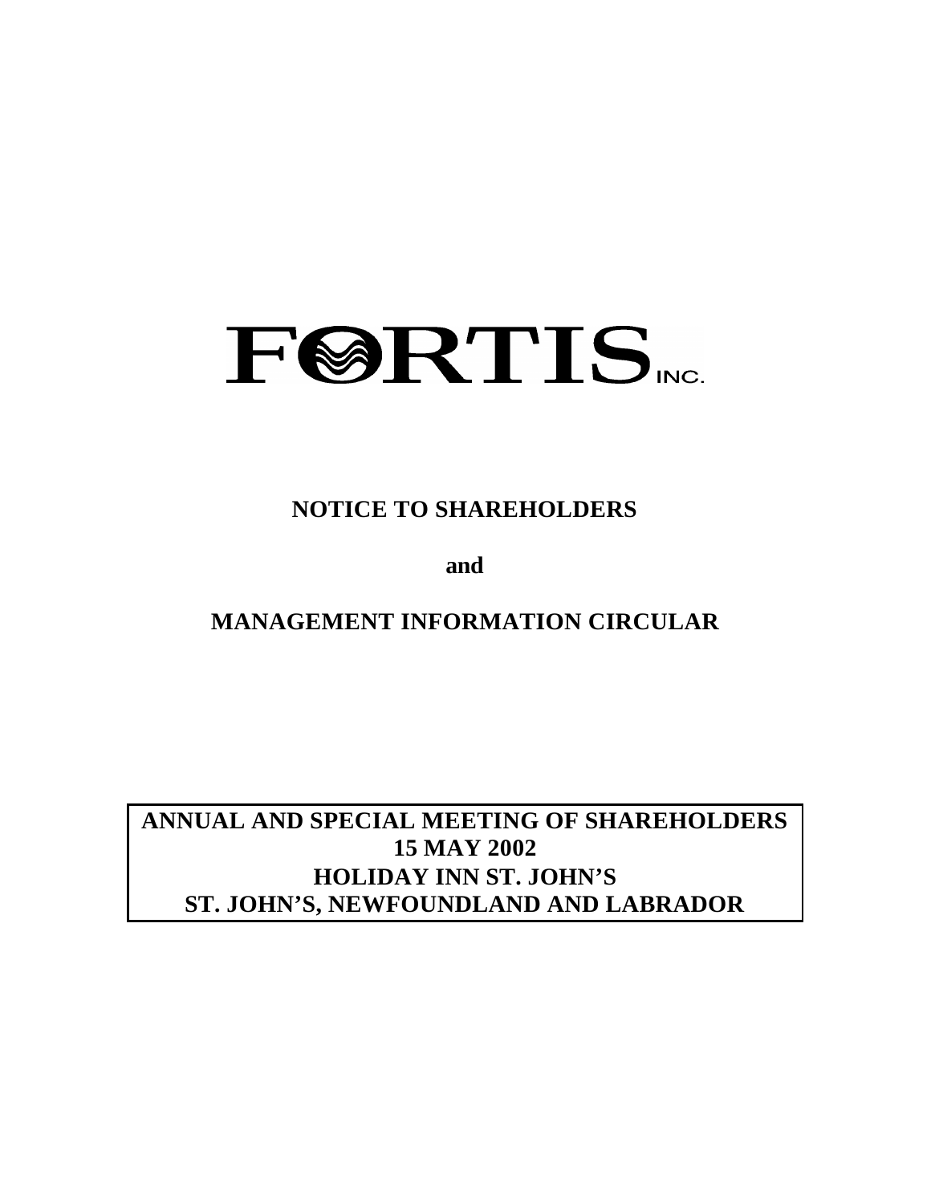# FORTIS INC.

## NOTICE TO SHAREHOLDERS

**and**

## MANAGEMENT INFORMATION CIRCULAR

**ANNUAL AND SPECIAL MEETING OF SHAREHOLDERS**
**15 MAY 2002**
**HOLIDAY INN ST. JOHN'S**
**ST. JOHN'S, NEWFOUNDLAND AND LABRADOR**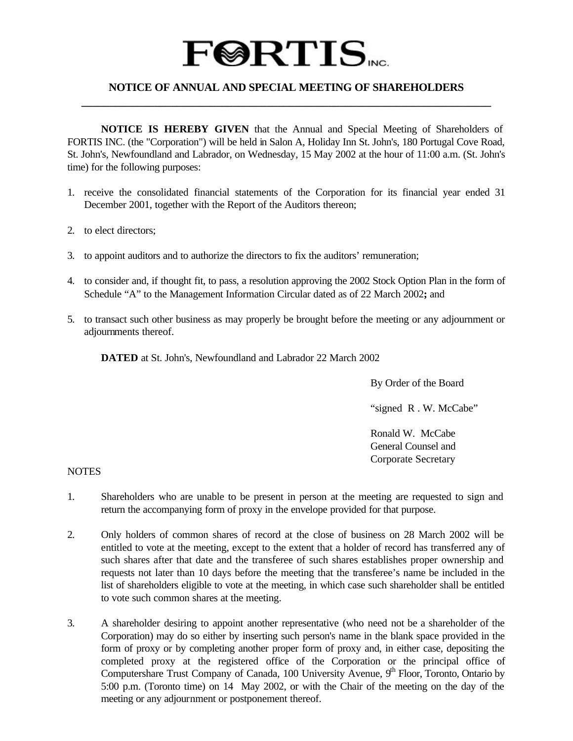# FORTIS INC.

## NOTICE OF ANNUAL AND SPECIAL MEETING OF SHAREHOLDERS

**NOTICE IS HEREBY GIVEN** that the Annual and Special Meeting of Shareholders of FORTIS INC. (the "Corporation") will be held in Salon A, Holiday Inn St. John's, 180 Portugal Cove Road, St. John's, Newfoundland and Labrador, on Wednesday, 15 May 2002 at the hour of 11:00 a.m. (St. John's time) for the following purposes:

1. receive the consolidated financial statements of the Corporation for its financial year ended 31 December 2001, together with the Report of the Auditors thereon;
2. to elect directors;
3. to appoint auditors and to authorize the directors to fix the auditors' remuneration;
4. to consider and, if thought fit, to pass, a resolution approving the 2002 Stock Option Plan in the form of Schedule "A" to the Management Information Circular dated as of 22 March 2002**;** and
5. to transact such other business as may properly be brought before the meeting or any adjournment or adjournments thereof.

**DATED** at St. John's, Newfoundland and Labrador 22 March 2002

By Order of the Board

"signed R . W. McCabe"

Ronald W. McCabe
General Counsel and
Corporate Secretary

NOTES

1. Shareholders who are unable to be present in person at the meeting are requested to sign and return the accompanying form of proxy in the envelope provided for that purpose.
2. Only holders of common shares of record at the close of business on 28 March 2002 will be entitled to vote at the meeting, except to the extent that a holder of record has transferred any of such shares after that date and the transferee of such shares establishes proper ownership and requests not later than 10 days before the meeting that the transferee's name be included in the list of shareholders eligible to vote at the meeting, in which case such shareholder shall be entitled to vote such common shares at the meeting.
3. A shareholder desiring to appoint another representative (who need not be a shareholder of the Corporation) may do so either by inserting such person's name in the blank space provided in the form of proxy or by completing another proper form of proxy and, in either case, depositing the completed proxy at the registered office of the Corporation or the principal office of Computershare Trust Company of Canada, 100 University Avenue, 9th Floor, Toronto, Ontario by 5:00 p.m. (Toronto time) on 14 May 2002, or with the Chair of the meeting on the day of the meeting or any adjournment or postponement thereof.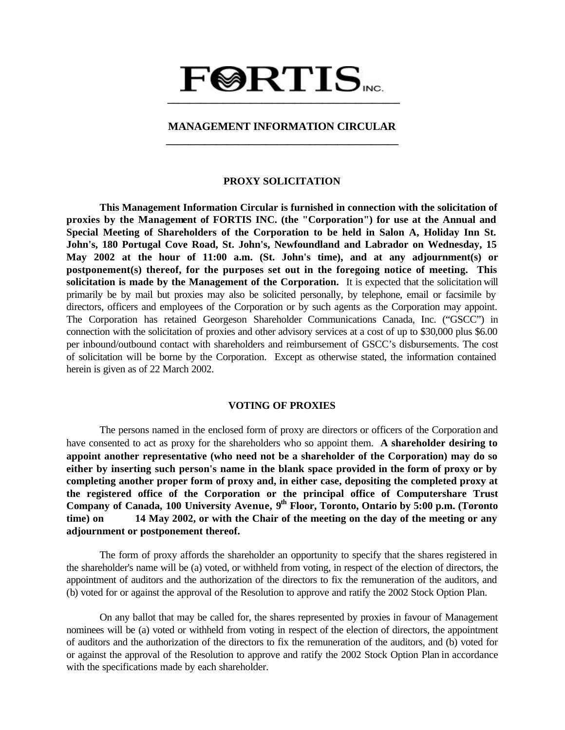# FORTIS INC.

## MANAGEMENT INFORMATION CIRCULAR

### PROXY SOLICITATION

**This Management Information Circular is furnished in connection with the solicitation of proxies by the Management of FORTIS INC. (the "Corporation") for use at the Annual and Special Meeting of Shareholders of the Corporation to be held in Salon A, Holiday Inn St. John's, 180 Portugal Cove Road, St. John's, Newfoundland and Labrador on Wednesday, 15 May 2002 at the hour of 11:00 a.m. (St. John's time), and at any adjournment(s) or postponement(s) thereof, for the purposes set out in the foregoing notice of meeting. This solicitation is made by the Management of the Corporation.** It is expected that the solicitation will primarily be by mail but proxies may also be solicited personally, by telephone, email or facsimile by directors, officers and employees of the Corporation or by such agents as the Corporation may appoint. The Corporation has retained Georgeson Shareholder Communications Canada, Inc. ("GSCC") in connection with the solicitation of proxies and other advisory services at a cost of up to $30,000 plus $6.00 per inbound/outbound contact with shareholders and reimbursement of GSCC's disbursements. The cost of solicitation will be borne by the Corporation. Except as otherwise stated, the information contained herein is given as of 22 March 2002.

### VOTING OF PROXIES

The persons named in the enclosed form of proxy are directors or officers of the Corporation and have consented to act as proxy for the shareholders who so appoint them. **A shareholder desiring to appoint another representative (who need not be a shareholder of the Corporation) may do so either by inserting such person's name in the blank space provided in the form of proxy or by completing another proper form of proxy and, in either case, depositing the completed proxy at the registered office of the Corporation or the principal office of Computershare Trust Company of Canada, 100 University Avenue, 9th Floor, Toronto, Ontario by 5:00 p.m. (Toronto time) on 14 May 2002, or with the Chair of the meeting on the day of the meeting or any adjournment or postponement thereof.**

The form of proxy affords the shareholder an opportunity to specify that the shares registered in the shareholder's name will be (a) voted, or withheld from voting, in respect of the election of directors, the appointment of auditors and the authorization of the directors to fix the remuneration of the auditors, and (b) voted for or against the approval of the Resolution to approve and ratify the 2002 Stock Option Plan.

On any ballot that may be called for, the shares represented by proxies in favour of Management nominees will be (a) voted or withheld from voting in respect of the election of directors, the appointment of auditors and the authorization of the directors to fix the remuneration of the auditors, and (b) voted for or against the approval of the Resolution to approve and ratify the 2002 Stock Option Plan in accordance with the specifications made by each shareholder.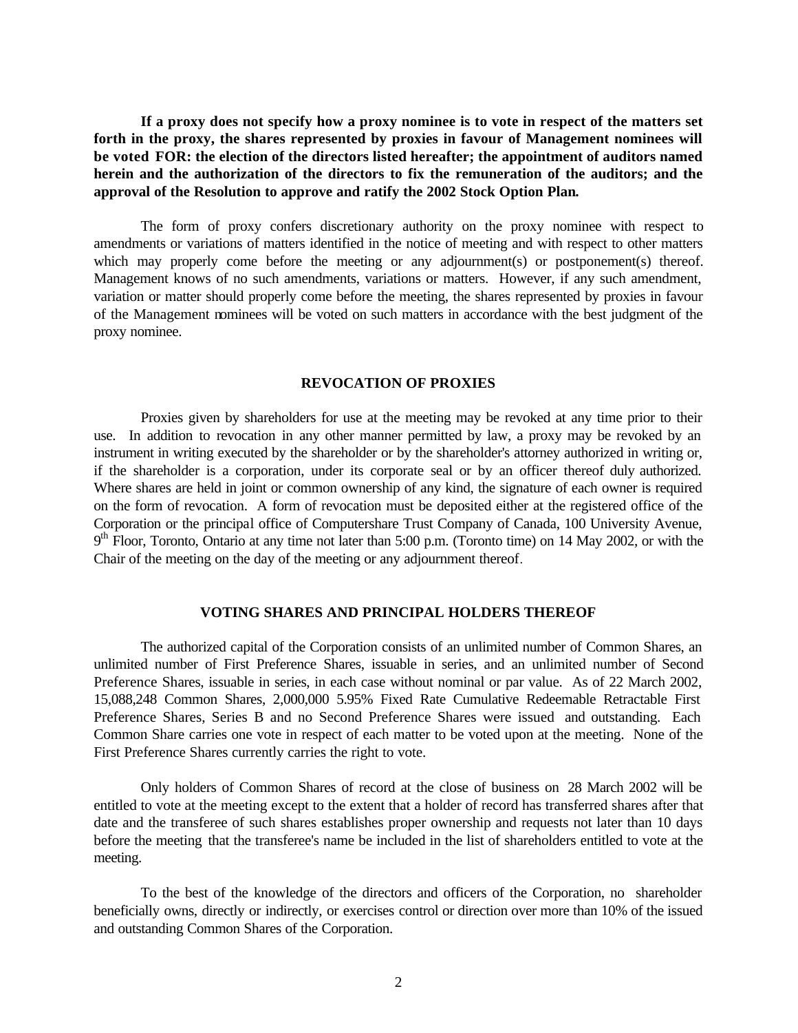**If a proxy does not specify how a proxy nominee is to vote in respect of the matters set forth in the proxy, the shares represented by proxies in favour of Management nominees will be voted FOR: the election of the directors listed hereafter; the appointment of auditors named herein and the authorization of the directors to fix the remuneration of the auditors; and the approval of the Resolution to approve and ratify the 2002 Stock Option Plan.**

The form of proxy confers discretionary authority on the proxy nominee with respect to amendments or variations of matters identified in the notice of meeting and with respect to other matters which may properly come before the meeting or any adjournment(s) or postponement(s) thereof. Management knows of no such amendments, variations or matters. However, if any such amendment, variation or matter should properly come before the meeting, the shares represented by proxies in favour of the Management nominees will be voted on such matters in accordance with the best judgment of the proxy nominee.

## REVOCATION OF PROXIES

Proxies given by shareholders for use at the meeting may be revoked at any time prior to their use. In addition to revocation in any other manner permitted by law, a proxy may be revoked by an instrument in writing executed by the shareholder or by the shareholder's attorney authorized in writing or, if the shareholder is a corporation, under its corporate seal or by an officer thereof duly authorized. Where shares are held in joint or common ownership of any kind, the signature of each owner is required on the form of revocation. A form of revocation must be deposited either at the registered office of the Corporation or the principal office of Computershare Trust Company of Canada, 100 University Avenue, 9th Floor, Toronto, Ontario at any time not later than 5:00 p.m. (Toronto time) on 14 May 2002, or with the Chair of the meeting on the day of the meeting or any adjournment thereof.

## VOTING SHARES AND PRINCIPAL HOLDERS THEREOF

The authorized capital of the Corporation consists of an unlimited number of Common Shares, an unlimited number of First Preference Shares, issuable in series, and an unlimited number of Second Preference Shares, issuable in series, in each case without nominal or par value. As of 22 March 2002, 15,088,248 Common Shares, 2,000,000 5.95% Fixed Rate Cumulative Redeemable Retractable First Preference Shares, Series B and no Second Preference Shares were issued and outstanding. Each Common Share carries one vote in respect of each matter to be voted upon at the meeting. None of the First Preference Shares currently carries the right to vote.

Only holders of Common Shares of record at the close of business on 28 March 2002 will be entitled to vote at the meeting except to the extent that a holder of record has transferred shares after that date and the transferee of such shares establishes proper ownership and requests not later than 10 days before the meeting that the transferee's name be included in the list of shareholders entitled to vote at the meeting.

To the best of the knowledge of the directors and officers of the Corporation, no shareholder beneficially owns, directly or indirectly, or exercises control or direction over more than 10% of the issued and outstanding Common Shares of the Corporation.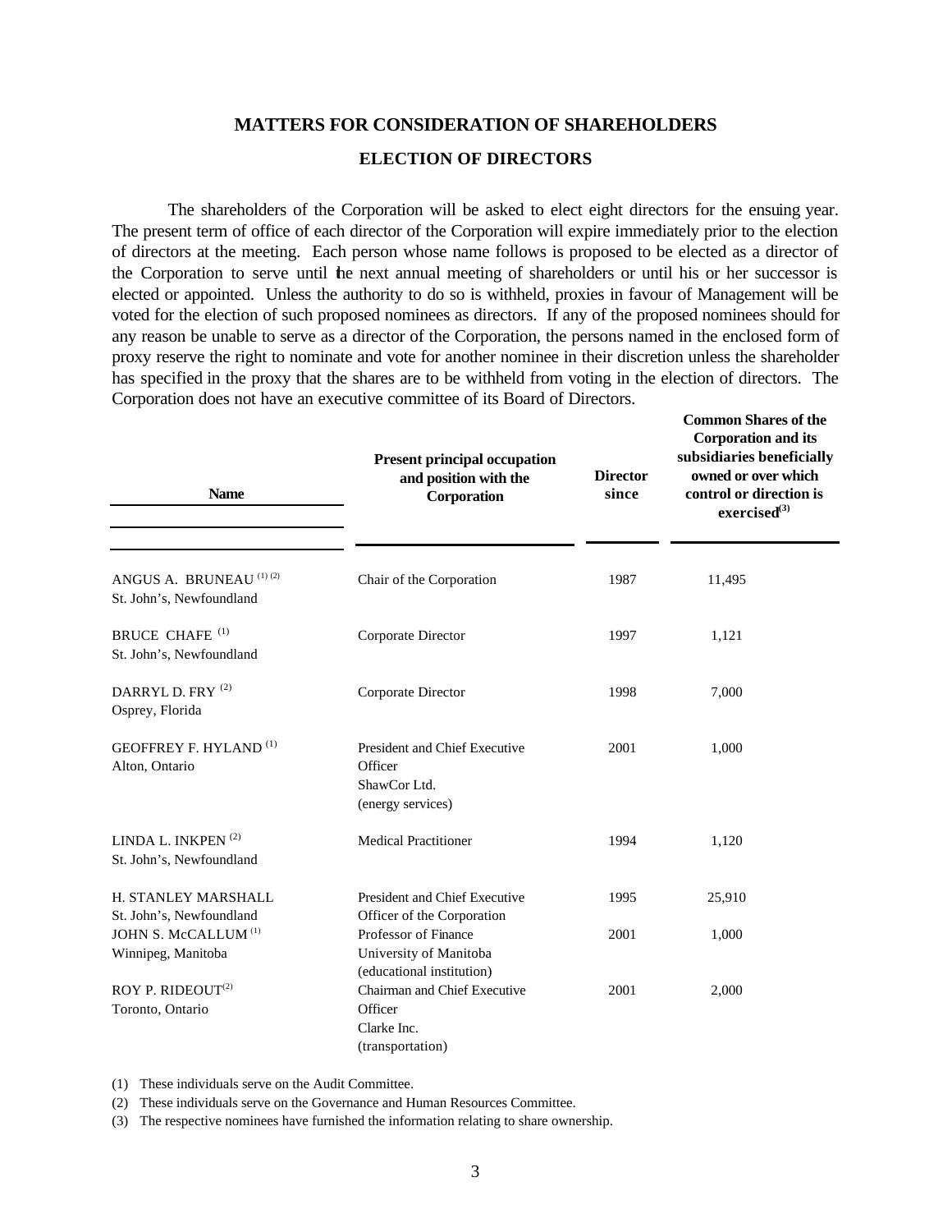## MATTERS FOR CONSIDERATION OF SHAREHOLDERS

### ELECTION OF DIRECTORS

The shareholders of the Corporation will be asked to elect eight directors for the ensuing year. The present term of office of each director of the Corporation will expire immediately prior to the election of directors at the meeting. Each person whose name follows is proposed to be elected as a director of the Corporation to serve until the next annual meeting of shareholders or until his or her successor is elected or appointed. Unless the authority to do so is withheld, proxies in favour of Management will be voted for the election of such proposed nominees as directors. If any of the proposed nominees should for any reason be unable to serve as a director of the Corporation, the persons named in the enclosed form of proxy reserve the right to nominate and vote for another nominee in their discretion unless the shareholder has specified in the proxy that the shares are to be withheld from voting in the election of directors. The Corporation does not have an executive committee of its Board of Directors.

| Name | Present principal occupation and position with the Corporation | Director since | Common Shares of the Corporation and its subsidiaries beneficially owned or over which control or direction is exercised[(3)] |
|---|---|---|---|
| ANGUS A. BRUNEAU [(1) (2)]<br>St. John's, Newfoundland | Chair of the Corporation | 1987 | 11,495 |
| BRUCE CHAFE [(1)]<br>St. John's, Newfoundland | Corporate Director | 1997 | 1,121 |
| DARRYL D. FRY [(2)]<br>Osprey, Florida | Corporate Director | 1998 | 7,000 |
| GEOFFREY F. HYLAND [(1)]<br>Alton, Ontario | President and Chief Executive Officer<br>ShawCor Ltd.<br>(energy services) | 2001 | 1,000 |
| LINDA L. INKPEN [(2)]<br>St. John's, Newfoundland | Medical Practitioner | 1994 | 1,120 |
| H. STANLEY MARSHALL<br>St. John's, Newfoundland | President and Chief Executive Officer of the Corporation | 1995 | 25,910 |
| JOHN S. McCALLUM [(1)]<br>Winnipeg, Manitoba | Professor of Finance<br>University of Manitoba<br>(educational institution) | 2001 | 1,000 |
| ROY P. RIDEOUT[(2)]<br>Toronto, Ontario | Chairman and Chief Executive Officer<br>Clarke Inc.<br>(transportation) | 2001 | 2,000 |

(1) These individuals serve on the Audit Committee.

(2) These individuals serve on the Governance and Human Resources Committee.

(3) The respective nominees have furnished the information relating to share ownership.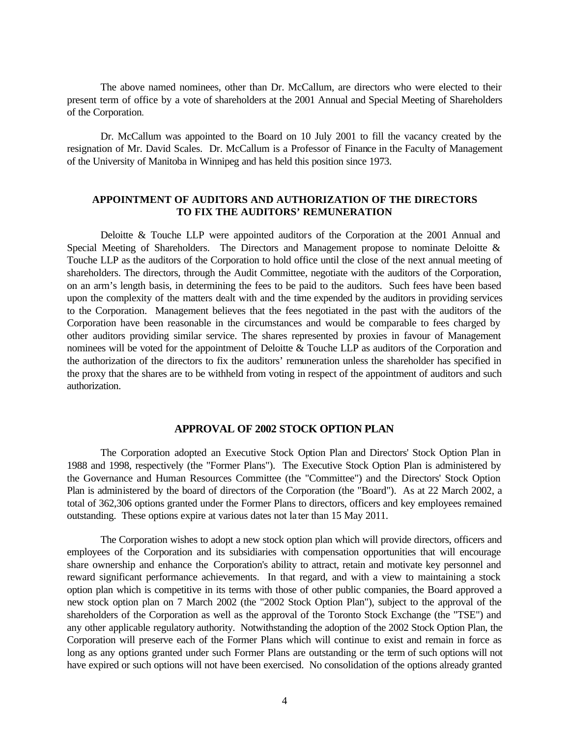The above named nominees, other than Dr. McCallum, are directors who were elected to their present term of office by a vote of shareholders at the 2001 Annual and Special Meeting of Shareholders of the Corporation.

Dr. McCallum was appointed to the Board on 10 July 2001 to fill the vacancy created by the resignation of Mr. David Scales. Dr. McCallum is a Professor of Finance in the Faculty of Management of the University of Manitoba in Winnipeg and has held this position since 1973.

## APPOINTMENT OF AUDITORS AND AUTHORIZATION OF THE DIRECTORS TO FIX THE AUDITORS' REMUNERATION

Deloitte & Touche LLP were appointed auditors of the Corporation at the 2001 Annual and Special Meeting of Shareholders. The Directors and Management propose to nominate Deloitte & Touche LLP as the auditors of the Corporation to hold office until the close of the next annual meeting of shareholders. The directors, through the Audit Committee, negotiate with the auditors of the Corporation, on an arm's length basis, in determining the fees to be paid to the auditors. Such fees have been based upon the complexity of the matters dealt with and the time expended by the auditors in providing services to the Corporation. Management believes that the fees negotiated in the past with the auditors of the Corporation have been reasonable in the circumstances and would be comparable to fees charged by other auditors providing similar service. The shares represented by proxies in favour of Management nominees will be voted for the appointment of Deloitte & Touche LLP as auditors of the Corporation and the authorization of the directors to fix the auditors' remuneration unless the shareholder has specified in the proxy that the shares are to be withheld from voting in respect of the appointment of auditors and such authorization.

## APPROVAL OF 2002 STOCK OPTION PLAN

The Corporation adopted an Executive Stock Option Plan and Directors' Stock Option Plan in 1988 and 1998, respectively (the "Former Plans"). The Executive Stock Option Plan is administered by the Governance and Human Resources Committee (the "Committee") and the Directors' Stock Option Plan is administered by the board of directors of the Corporation (the "Board"). As at 22 March 2002, a total of 362,306 options granted under the Former Plans to directors, officers and key employees remained outstanding. These options expire at various dates not later than 15 May 2011.

The Corporation wishes to adopt a new stock option plan which will provide directors, officers and employees of the Corporation and its subsidiaries with compensation opportunities that will encourage share ownership and enhance the Corporation's ability to attract, retain and motivate key personnel and reward significant performance achievements. In that regard, and with a view to maintaining a stock option plan which is competitive in its terms with those of other public companies, the Board approved a new stock option plan on 7 March 2002 (the "2002 Stock Option Plan"), subject to the approval of the shareholders of the Corporation as well as the approval of the Toronto Stock Exchange (the "TSE") and any other applicable regulatory authority. Notwithstanding the adoption of the 2002 Stock Option Plan, the Corporation will preserve each of the Former Plans which will continue to exist and remain in force as long as any options granted under such Former Plans are outstanding or the term of such options will not have expired or such options will not have been exercised. No consolidation of the options already granted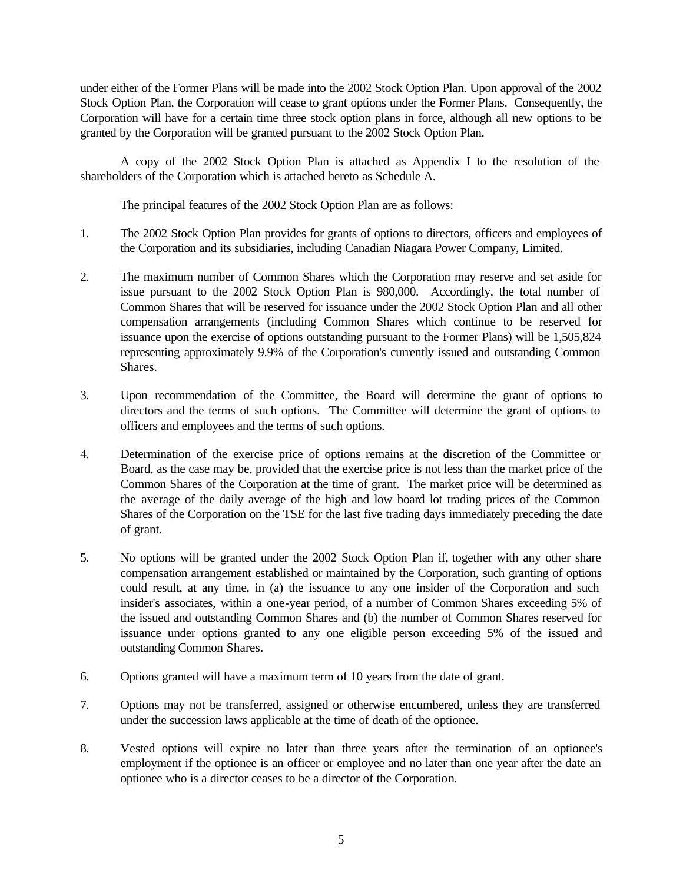under either of the Former Plans will be made into the 2002 Stock Option Plan. Upon approval of the 2002 Stock Option Plan, the Corporation will cease to grant options under the Former Plans. Consequently, the Corporation will have for a certain time three stock option plans in force, although all new options to be granted by the Corporation will be granted pursuant to the 2002 Stock Option Plan.

A copy of the 2002 Stock Option Plan is attached as Appendix I to the resolution of the shareholders of the Corporation which is attached hereto as Schedule A.

The principal features of the 2002 Stock Option Plan are as follows:

1. The 2002 Stock Option Plan provides for grants of options to directors, officers and employees of the Corporation and its subsidiaries, including Canadian Niagara Power Company, Limited.

2. The maximum number of Common Shares which the Corporation may reserve and set aside for issue pursuant to the 2002 Stock Option Plan is 980,000. Accordingly, the total number of Common Shares that will be reserved for issuance under the 2002 Stock Option Plan and all other compensation arrangements (including Common Shares which continue to be reserved for issuance upon the exercise of options outstanding pursuant to the Former Plans) will be 1,505,824 representing approximately 9.9% of the Corporation's currently issued and outstanding Common Shares.

3. Upon recommendation of the Committee, the Board will determine the grant of options to directors and the terms of such options. The Committee will determine the grant of options to officers and employees and the terms of such options.

4. Determination of the exercise price of options remains at the discretion of the Committee or Board, as the case may be, provided that the exercise price is not less than the market price of the Common Shares of the Corporation at the time of grant. The market price will be determined as the average of the daily average of the high and low board lot trading prices of the Common Shares of the Corporation on the TSE for the last five trading days immediately preceding the date of grant.

5. No options will be granted under the 2002 Stock Option Plan if, together with any other share compensation arrangement established or maintained by the Corporation, such granting of options could result, at any time, in (a) the issuance to any one insider of the Corporation and such insider's associates, within a one-year period, of a number of Common Shares exceeding 5% of the issued and outstanding Common Shares and (b) the number of Common Shares reserved for issuance under options granted to any one eligible person exceeding 5% of the issued and outstanding Common Shares.

6. Options granted will have a maximum term of 10 years from the date of grant.

7. Options may not be transferred, assigned or otherwise encumbered, unless they are transferred under the succession laws applicable at the time of death of the optionee.

8. Vested options will expire no later than three years after the termination of an optionee's employment if the optionee is an officer or employee and no later than one year after the date an optionee who is a director ceases to be a director of the Corporation.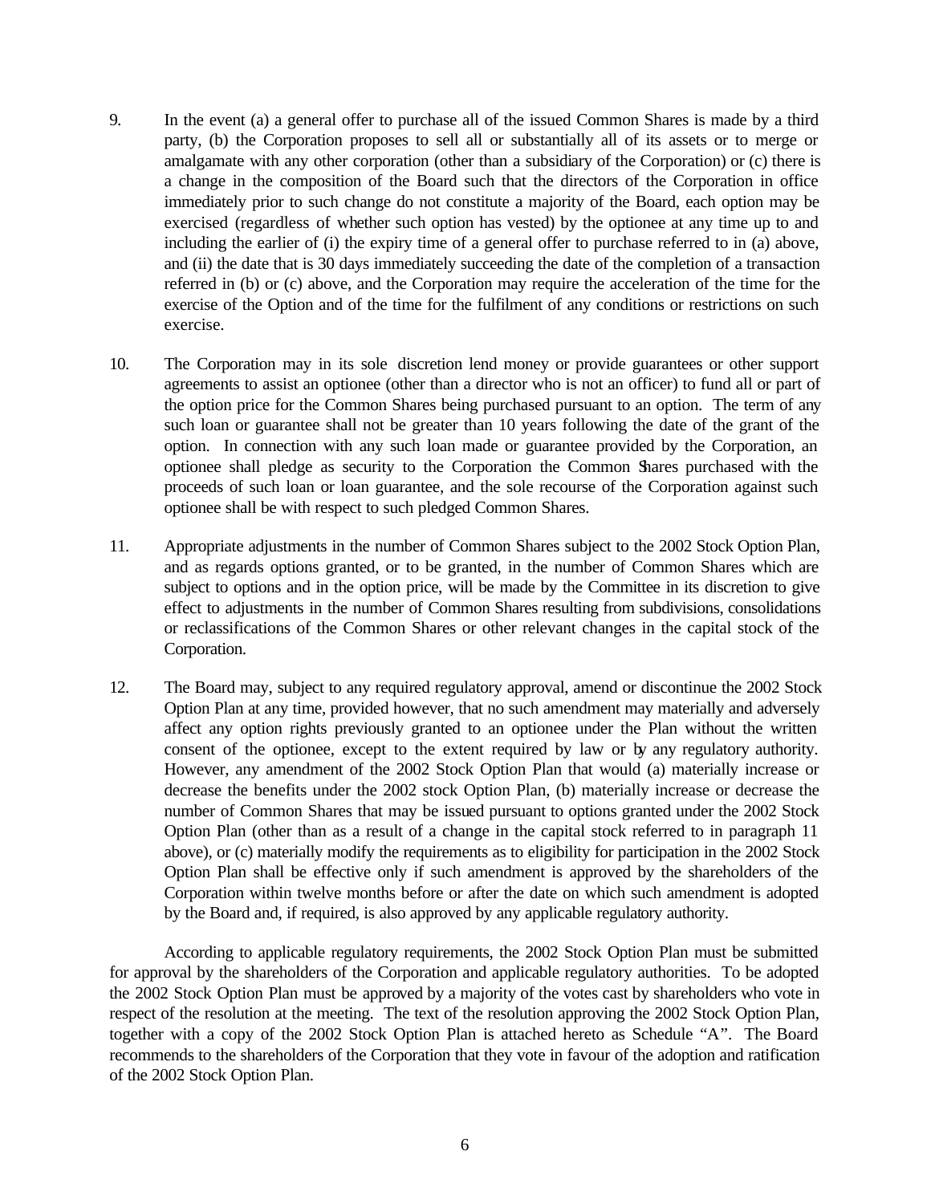9. In the event (a) a general offer to purchase all of the issued Common Shares is made by a third party, (b) the Corporation proposes to sell all or substantially all of its assets or to merge or amalgamate with any other corporation (other than a subsidiary of the Corporation) or (c) there is a change in the composition of the Board such that the directors of the Corporation in office immediately prior to such change do not constitute a majority of the Board, each option may be exercised (regardless of whether such option has vested) by the optionee at any time up to and including the earlier of (i) the expiry time of a general offer to purchase referred to in (a) above, and (ii) the date that is 30 days immediately succeeding the date of the completion of a transaction referred in (b) or (c) above, and the Corporation may require the acceleration of the time for the exercise of the Option and of the time for the fulfilment of any conditions or restrictions on such exercise.

10. The Corporation may in its sole discretion lend money or provide guarantees or other support agreements to assist an optionee (other than a director who is not an officer) to fund all or part of the option price for the Common Shares being purchased pursuant to an option. The term of any such loan or guarantee shall not be greater than 10 years following the date of the grant of the option. In connection with any such loan made or guarantee provided by the Corporation, an optionee shall pledge as security to the Corporation the Common Shares purchased with the proceeds of such loan or loan guarantee, and the sole recourse of the Corporation against such optionee shall be with respect to such pledged Common Shares.

11. Appropriate adjustments in the number of Common Shares subject to the 2002 Stock Option Plan, and as regards options granted, or to be granted, in the number of Common Shares which are subject to options and in the option price, will be made by the Committee in its discretion to give effect to adjustments in the number of Common Shares resulting from subdivisions, consolidations or reclassifications of the Common Shares or other relevant changes in the capital stock of the Corporation.

12. The Board may, subject to any required regulatory approval, amend or discontinue the 2002 Stock Option Plan at any time, provided however, that no such amendment may materially and adversely affect any option rights previously granted to an optionee under the Plan without the written consent of the optionee, except to the extent required by law or by any regulatory authority. However, any amendment of the 2002 Stock Option Plan that would (a) materially increase or decrease the benefits under the 2002 stock Option Plan, (b) materially increase or decrease the number of Common Shares that may be issued pursuant to options granted under the 2002 Stock Option Plan (other than as a result of a change in the capital stock referred to in paragraph 11 above), or (c) materially modify the requirements as to eligibility for participation in the 2002 Stock Option Plan shall be effective only if such amendment is approved by the shareholders of the Corporation within twelve months before or after the date on which such amendment is adopted by the Board and, if required, is also approved by any applicable regulatory authority.

According to applicable regulatory requirements, the 2002 Stock Option Plan must be submitted for approval by the shareholders of the Corporation and applicable regulatory authorities. To be adopted the 2002 Stock Option Plan must be approved by a majority of the votes cast by shareholders who vote in respect of the resolution at the meeting. The text of the resolution approving the 2002 Stock Option Plan, together with a copy of the 2002 Stock Option Plan is attached hereto as Schedule "A". The Board recommends to the shareholders of the Corporation that they vote in favour of the adoption and ratification of the 2002 Stock Option Plan.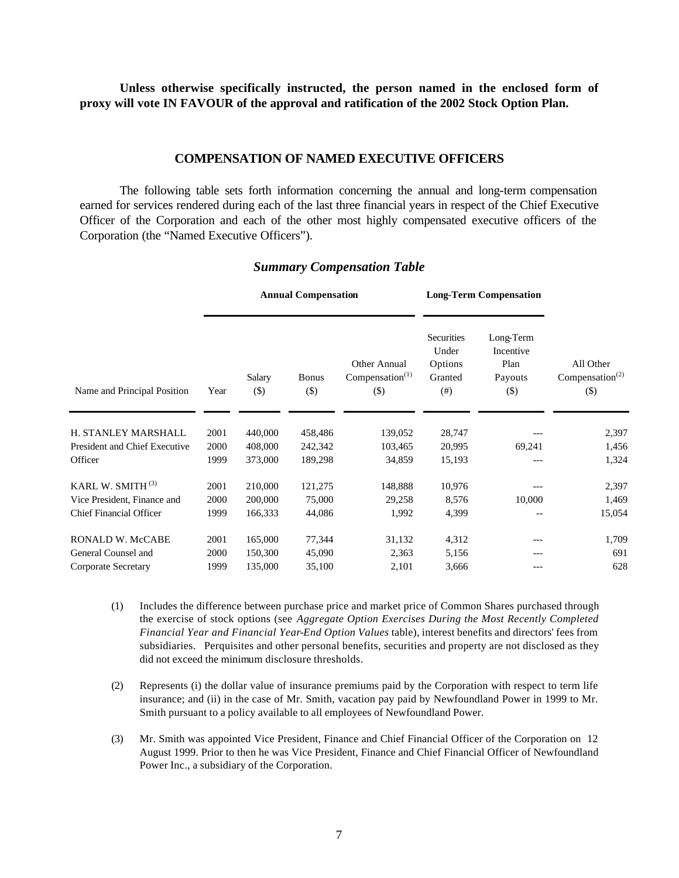**Unless otherwise specifically instructed, the person named in the enclosed form of proxy will vote IN FAVOUR of the approval and ratification of the 2002 Stock Option Plan.**

## COMPENSATION OF NAMED EXECUTIVE OFFICERS

The following table sets forth information concerning the annual and long-term compensation earned for services rendered during each of the last three financial years in respect of the Chief Executive Officer of the Corporation and each of the other most highly compensated executive officers of the Corporation (the "Named Executive Officers").

### *Summary Compensation Table*

| | | **Annual Compensation** | | | **Long-Term Compensation** | | |
|---|---|---|---|---|---|---|---|
| Name and Principal Position | Year | Salary ($) | Bonus ($) | Other Annual Compensation[(1)] ($) | Securities Under Options Granted (#) | Long-Term Incentive Plan Payouts ($) | All Other Compensation[(2)] ($) |
| H. STANLEY MARSHALL | 2001 | 440,000 | 458,486 | 139,052 | 28,747 | --- | 2,397 |
| President and Chief Executive | 2000 | 408,000 | 242,342 | 103,465 | 20,995 | 69,241 | 1,456 |
| Officer | 1999 | 373,000 | 189,298 | 34,859 | 15,193 | --- | 1,324 |
| KARL W. SMITH[(3)] | 2001 | 210,000 | 121,275 | 148,888 | 10,976 | --- | 2,397 |
| Vice President, Finance and | 2000 | 200,000 | 75,000 | 29,258 | 8,576 | 10,000 | 1,469 |
| Chief Financial Officer | 1999 | 166,333 | 44,086 | 1,992 | 4,399 | -- | 15,054 |
| RONALD W. McCABE | 2001 | 165,000 | 77,344 | 31,132 | 4,312 | --- | 1,709 |
| General Counsel and | 2000 | 150,300 | 45,090 | 2,363 | 5,156 | --- | 691 |
| Corporate Secretary | 1999 | 135,000 | 35,100 | 2,101 | 3,666 | --- | 628 |

(1) Includes the difference between purchase price and market price of Common Shares purchased through the exercise of stock options (see *Aggregate Option Exercises During the Most Recently Completed Financial Year and Financial Year-End Option Values* table), interest benefits and directors' fees from subsidiaries. Perquisites and other personal benefits, securities and property are not disclosed as they did not exceed the minimum disclosure thresholds.

(2) Represents (i) the dollar value of insurance premiums paid by the Corporation with respect to term life insurance; and (ii) in the case of Mr. Smith, vacation pay paid by Newfoundland Power in 1999 to Mr. Smith pursuant to a policy available to all employees of Newfoundland Power.

(3) Mr. Smith was appointed Vice President, Finance and Chief Financial Officer of the Corporation on 12 August 1999. Prior to then he was Vice President, Finance and Chief Financial Officer of Newfoundland Power Inc., a subsidiary of the Corporation.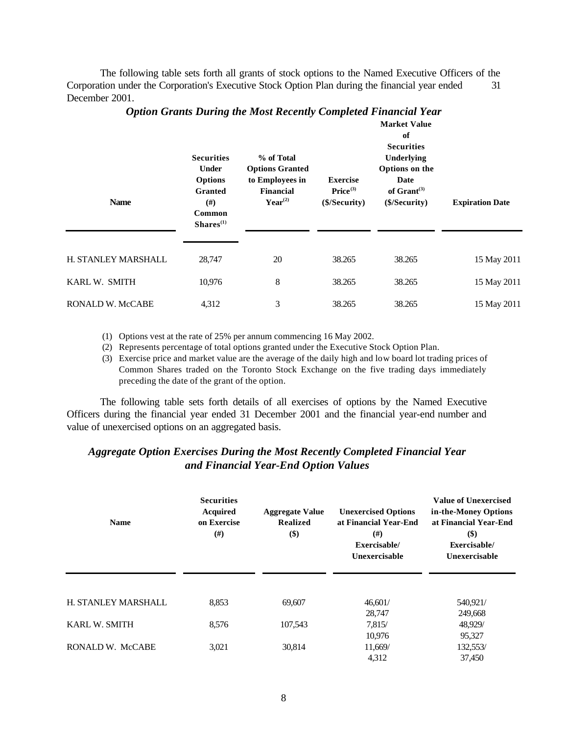The following table sets forth all grants of stock options to the Named Executive Officers of the Corporation under the Corporation's Executive Stock Option Plan during the financial year ended 31 December 2001.

### *Option Grants During the Most Recently Completed Financial Year*

| Name | Securities Under Options Granted (#) Common Shares[(1)] | % of Total Options Granted to Employees in Financial Year[(2)] | Exercise Price[(3)] ($/Security) | Market Value of Securities Underlying Options on the Date of Grant[(3)] ($/Security) | Expiration Date |
|---|---|---|---|---|---|
| H. STANLEY MARSHALL | 28,747 | 20 | 38.265 | 38.265 | 15 May 2011 |
| KARL W. SMITH | 10,976 | 8 | 38.265 | 38.265 | 15 May 2011 |
| RONALD W. McCABE | 4,312 | 3 | 38.265 | 38.265 | 15 May 2011 |

(1) Options vest at the rate of 25% per annum commencing 16 May 2002.
(2) Represents percentage of total options granted under the Executive Stock Option Plan.
(3) Exercise price and market value are the average of the daily high and low board lot trading prices of Common Shares traded on the Toronto Stock Exchange on the five trading days immediately preceding the date of the grant of the option.

The following table sets forth details of all exercises of options by the Named Executive Officers during the financial year ended 31 December 2001 and the financial year-end number and value of unexercised options on an aggregated basis.

### *Aggregate Option Exercises During the Most Recently Completed Financial Year and Financial Year-End Option Values*

| Name | Securities Acquired on Exercise (#) | Aggregate Value Realized ($) | Unexercised Options at Financial Year-End (#) Exercisable/ Unexercisable | Value of Unexercised in-the-Money Options at Financial Year-End ($) Exercisable/ Unexercisable |
|---|---|---|---|---|
| H. STANLEY MARSHALL | 8,853 | 69,607 | 46,601/ 28,747 | 540,921/ 249,668 |
| KARL W. SMITH | 8,576 | 107,543 | 7,815/ 10,976 | 48,929/ 95,327 |
| RONALD W. McCABE | 3,021 | 30,814 | 11,669/ 4,312 | 132,553/ 37,450 |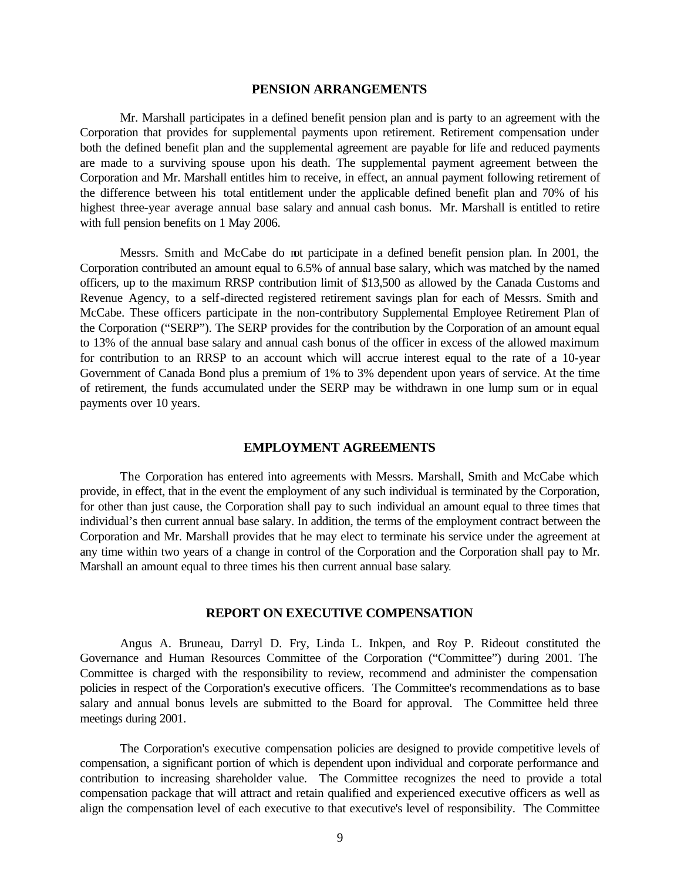## PENSION ARRANGEMENTS

Mr. Marshall participates in a defined benefit pension plan and is party to an agreement with the Corporation that provides for supplemental payments upon retirement. Retirement compensation under both the defined benefit plan and the supplemental agreement are payable for life and reduced payments are made to a surviving spouse upon his death. The supplemental payment agreement between the Corporation and Mr. Marshall entitles him to receive, in effect, an annual payment following retirement of the difference between his total entitlement under the applicable defined benefit plan and 70% of his highest three-year average annual base salary and annual cash bonus. Mr. Marshall is entitled to retire with full pension benefits on 1 May 2006.

Messrs. Smith and McCabe do not participate in a defined benefit pension plan. In 2001, the Corporation contributed an amount equal to 6.5% of annual base salary, which was matched by the named officers, up to the maximum RRSP contribution limit of $13,500 as allowed by the Canada Customs and Revenue Agency, to a self-directed registered retirement savings plan for each of Messrs. Smith and McCabe. These officers participate in the non-contributory Supplemental Employee Retirement Plan of the Corporation ("SERP"). The SERP provides for the contribution by the Corporation of an amount equal to 13% of the annual base salary and annual cash bonus of the officer in excess of the allowed maximum for contribution to an RRSP to an account which will accrue interest equal to the rate of a 10-year Government of Canada Bond plus a premium of 1% to 3% dependent upon years of service. At the time of retirement, the funds accumulated under the SERP may be withdrawn in one lump sum or in equal payments over 10 years.

## EMPLOYMENT AGREEMENTS

The Corporation has entered into agreements with Messrs. Marshall, Smith and McCabe which provide, in effect, that in the event the employment of any such individual is terminated by the Corporation, for other than just cause, the Corporation shall pay to such individual an amount equal to three times that individual's then current annual base salary. In addition, the terms of the employment contract between the Corporation and Mr. Marshall provides that he may elect to terminate his service under the agreement at any time within two years of a change in control of the Corporation and the Corporation shall pay to Mr. Marshall an amount equal to three times his then current annual base salary.

## REPORT ON EXECUTIVE COMPENSATION

Angus A. Bruneau, Darryl D. Fry, Linda L. Inkpen, and Roy P. Rideout constituted the Governance and Human Resources Committee of the Corporation ("Committee") during 2001. The Committee is charged with the responsibility to review, recommend and administer the compensation policies in respect of the Corporation's executive officers. The Committee's recommendations as to base salary and annual bonus levels are submitted to the Board for approval. The Committee held three meetings during 2001.

The Corporation's executive compensation policies are designed to provide competitive levels of compensation, a significant portion of which is dependent upon individual and corporate performance and contribution to increasing shareholder value. The Committee recognizes the need to provide a total compensation package that will attract and retain qualified and experienced executive officers as well as align the compensation level of each executive to that executive's level of responsibility. The Committee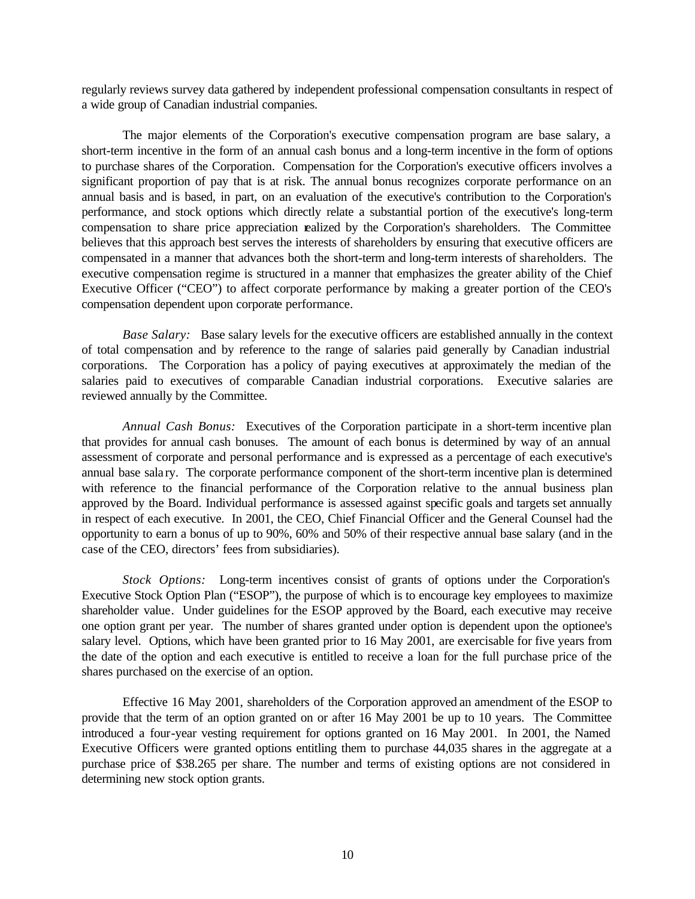regularly reviews survey data gathered by independent professional compensation consultants in respect of a wide group of Canadian industrial companies.

The major elements of the Corporation's executive compensation program are base salary, a short-term incentive in the form of an annual cash bonus and a long-term incentive in the form of options to purchase shares of the Corporation. Compensation for the Corporation's executive officers involves a significant proportion of pay that is at risk. The annual bonus recognizes corporate performance on an annual basis and is based, in part, on an evaluation of the executive's contribution to the Corporation's performance, and stock options which directly relate a substantial portion of the executive's long-term compensation to share price appreciation realized by the Corporation's shareholders. The Committee believes that this approach best serves the interests of shareholders by ensuring that executive officers are compensated in a manner that advances both the short-term and long-term interests of shareholders. The executive compensation regime is structured in a manner that emphasizes the greater ability of the Chief Executive Officer ("CEO") to affect corporate performance by making a greater portion of the CEO's compensation dependent upon corporate performance.

*Base Salary:* Base salary levels for the executive officers are established annually in the context of total compensation and by reference to the range of salaries paid generally by Canadian industrial corporations. The Corporation has a policy of paying executives at approximately the median of the salaries paid to executives of comparable Canadian industrial corporations. Executive salaries are reviewed annually by the Committee.

*Annual Cash Bonus:* Executives of the Corporation participate in a short-term incentive plan that provides for annual cash bonuses. The amount of each bonus is determined by way of an annual assessment of corporate and personal performance and is expressed as a percentage of each executive's annual base salary. The corporate performance component of the short-term incentive plan is determined with reference to the financial performance of the Corporation relative to the annual business plan approved by the Board. Individual performance is assessed against specific goals and targets set annually in respect of each executive. In 2001, the CEO, Chief Financial Officer and the General Counsel had the opportunity to earn a bonus of up to 90%, 60% and 50% of their respective annual base salary (and in the case of the CEO, directors' fees from subsidiaries).

*Stock Options:* Long-term incentives consist of grants of options under the Corporation's Executive Stock Option Plan ("ESOP"), the purpose of which is to encourage key employees to maximize shareholder value. Under guidelines for the ESOP approved by the Board, each executive may receive one option grant per year. The number of shares granted under option is dependent upon the optionee's salary level. Options, which have been granted prior to 16 May 2001, are exercisable for five years from the date of the option and each executive is entitled to receive a loan for the full purchase price of the shares purchased on the exercise of an option.

Effective 16 May 2001, shareholders of the Corporation approved an amendment of the ESOP to provide that the term of an option granted on or after 16 May 2001 be up to 10 years. The Committee introduced a four-year vesting requirement for options granted on 16 May 2001. In 2001, the Named Executive Officers were granted options entitling them to purchase 44,035 shares in the aggregate at a purchase price of $38.265 per share. The number and terms of existing options are not considered in determining new stock option grants.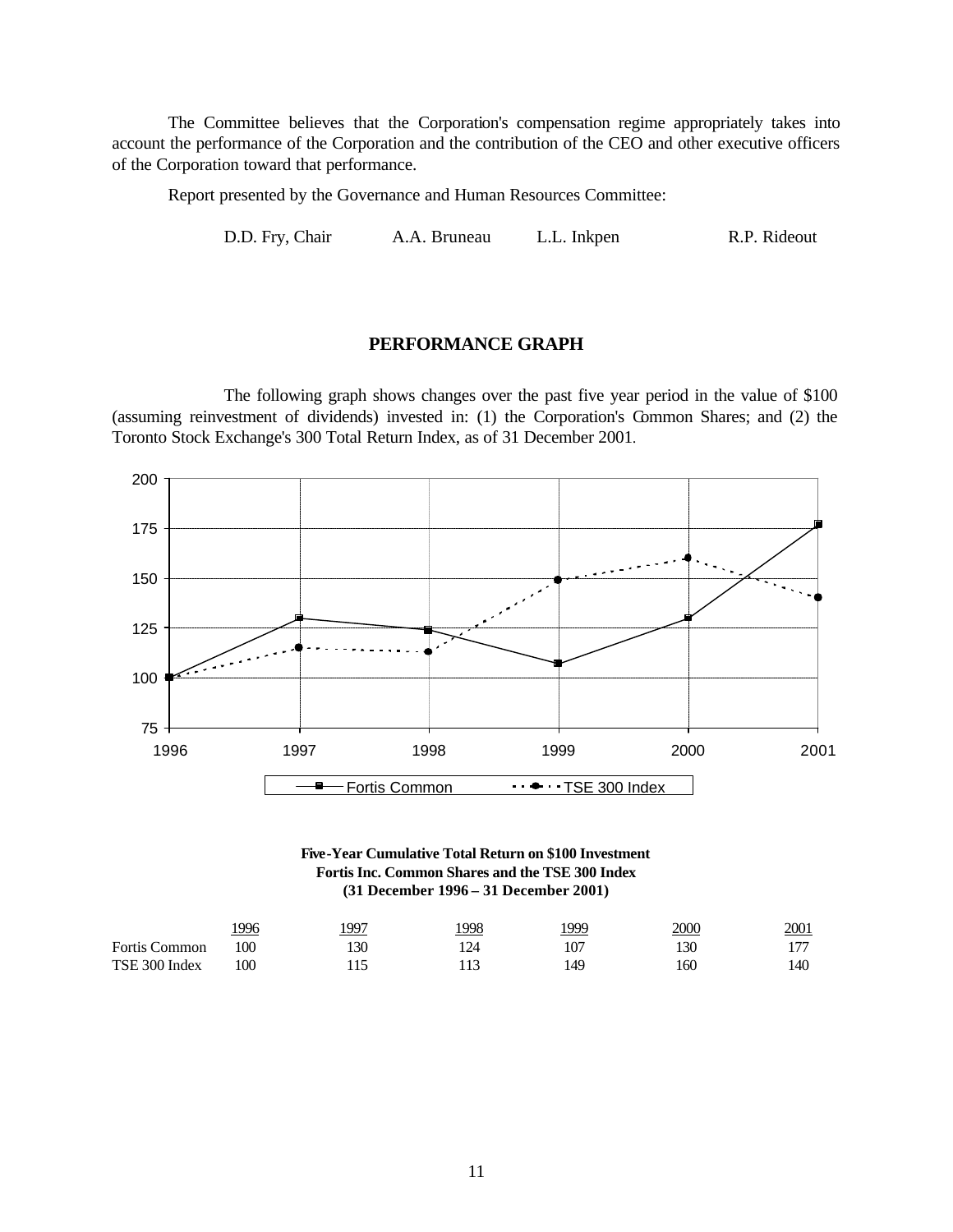The Committee believes that the Corporation's compensation regime appropriately takes into account the performance of the Corporation and the contribution of the CEO and other executive officers of the Corporation toward that performance.

Report presented by the Governance and Human Resources Committee:

D.D. Fry, Chair    A.A. Bruneau    L.L. Inkpen    R.P. Rideout

## PERFORMANCE GRAPH

The following graph shows changes over the past five year period in the value of $100 (assuming reinvestment of dividends) invested in: (1) the Corporation's Common Shares; and (2) the Toronto Stock Exchange's 300 Total Return Index, as of 31 December 2001.

**Five-Year Cumulative Total Return on $100 Investment**
**Fortis Inc. Common Shares and the TSE 300 Index**
**(31 December 1996 – 31 December 2001)**

| | 1996 | 1997 | 1998 | 1999 | 2000 | 2001 |
|---|---|---|---|---|---|---|
| Fortis Common | 100 | 130 | 124 | 107 | 130 | 177 |
| TSE 300 Index | 100 | 115 | 113 | 149 | 160 | 140 |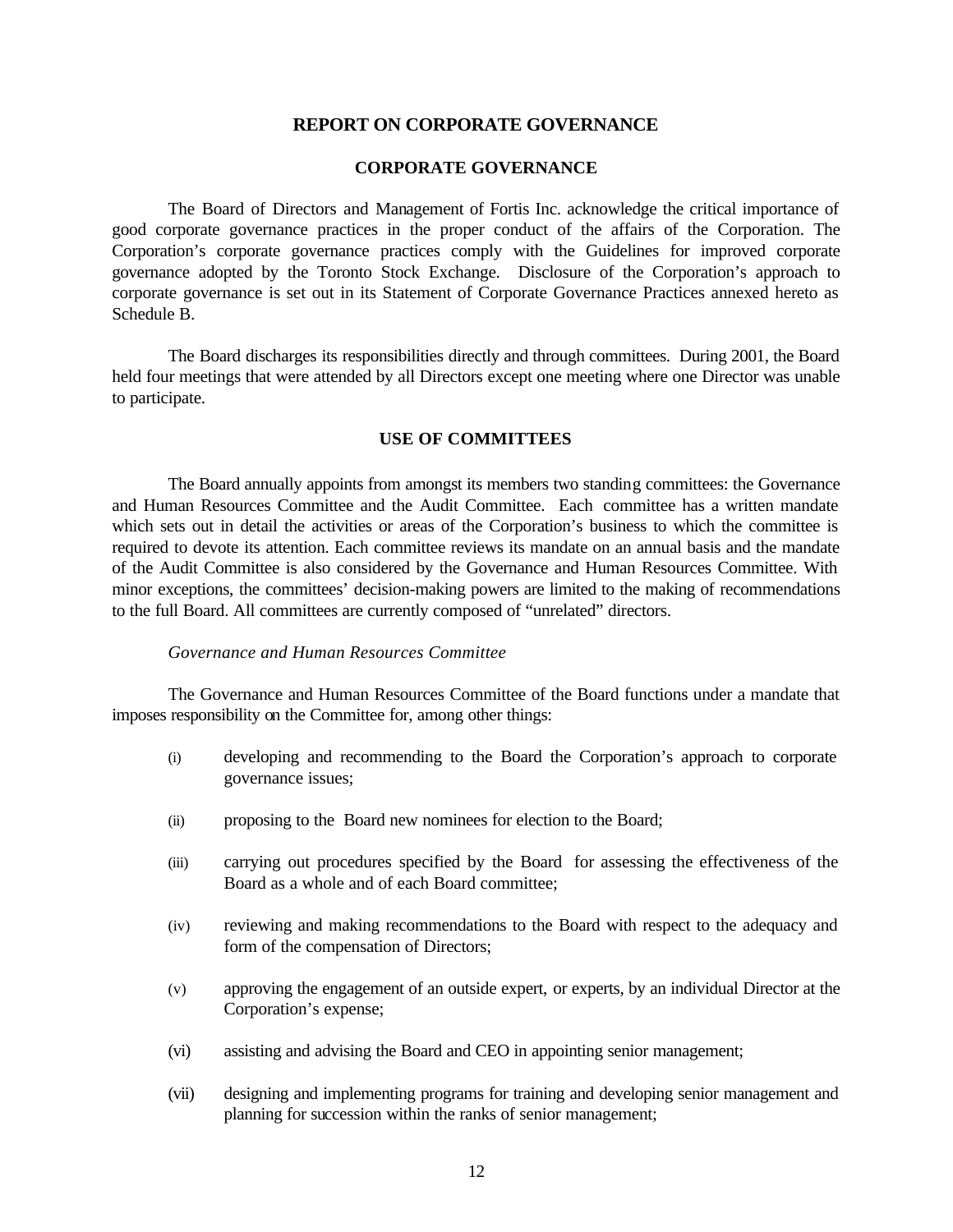# REPORT ON CORPORATE GOVERNANCE

## CORPORATE GOVERNANCE

The Board of Directors and Management of Fortis Inc. acknowledge the critical importance of good corporate governance practices in the proper conduct of the affairs of the Corporation. The Corporation's corporate governance practices comply with the Guidelines for improved corporate governance adopted by the Toronto Stock Exchange. Disclosure of the Corporation's approach to corporate governance is set out in its Statement of Corporate Governance Practices annexed hereto as Schedule B.

The Board discharges its responsibilities directly and through committees. During 2001, the Board held four meetings that were attended by all Directors except one meeting where one Director was unable to participate.

## USE OF COMMITTEES

The Board annually appoints from amongst its members two standing committees: the Governance and Human Resources Committee and the Audit Committee. Each committee has a written mandate which sets out in detail the activities or areas of the Corporation's business to which the committee is required to devote its attention. Each committee reviews its mandate on an annual basis and the mandate of the Audit Committee is also considered by the Governance and Human Resources Committee. With minor exceptions, the committees' decision-making powers are limited to the making of recommendations to the full Board. All committees are currently composed of "unrelated" directors.

### *Governance and Human Resources Committee*

The Governance and Human Resources Committee of the Board functions under a mandate that imposes responsibility on the Committee for, among other things:

(i) developing and recommending to the Board the Corporation's approach to corporate governance issues;

(ii) proposing to the Board new nominees for election to the Board;

(iii) carrying out procedures specified by the Board for assessing the effectiveness of the Board as a whole and of each Board committee;

(iv) reviewing and making recommendations to the Board with respect to the adequacy and form of the compensation of Directors;

(v) approving the engagement of an outside expert, or experts, by an individual Director at the Corporation's expense;

(vi) assisting and advising the Board and CEO in appointing senior management;

(vii) designing and implementing programs for training and developing senior management and planning for succession within the ranks of senior management;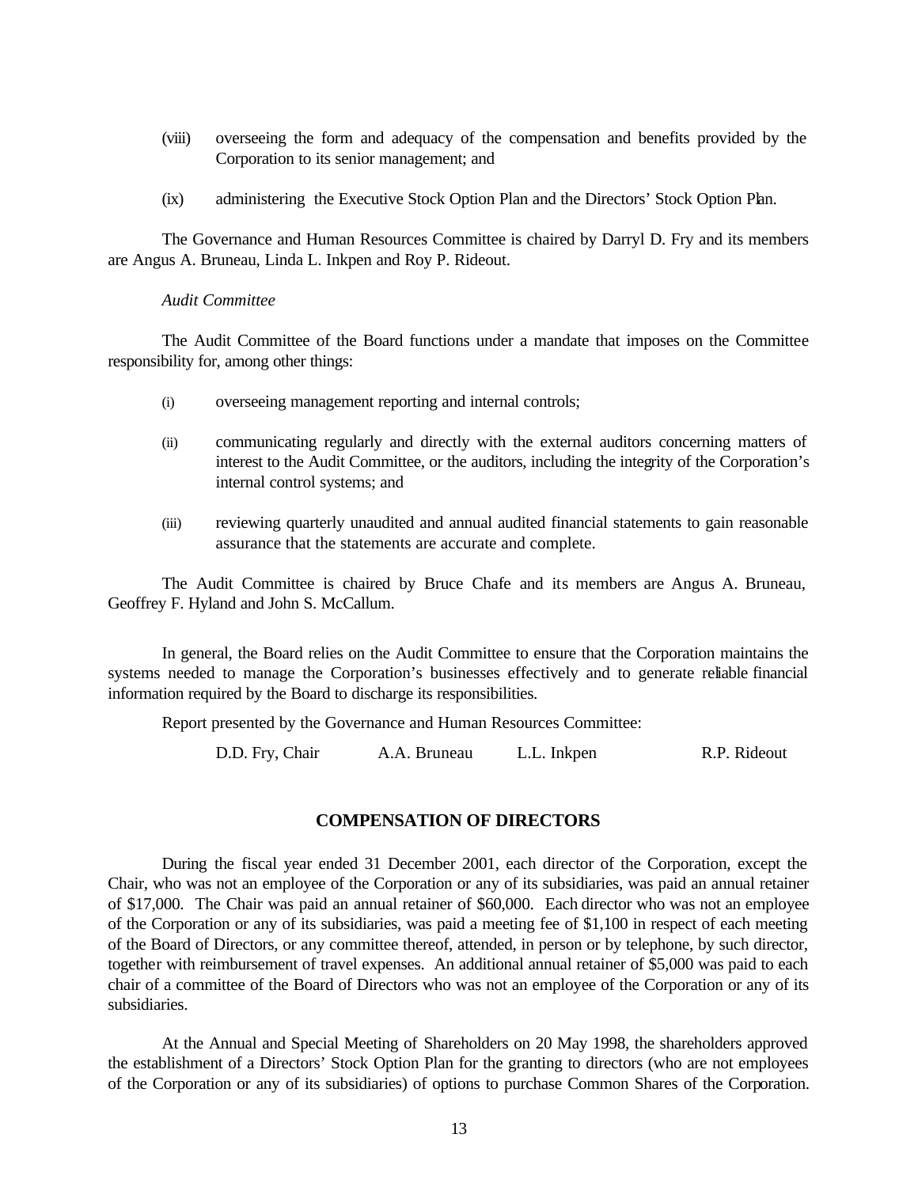(viii) overseeing the form and adequacy of the compensation and benefits provided by the Corporation to its senior management; and

(ix) administering the Executive Stock Option Plan and the Directors' Stock Option Plan.

The Governance and Human Resources Committee is chaired by Darryl D. Fry and its members are Angus A. Bruneau, Linda L. Inkpen and Roy P. Rideout.

*Audit Committee*

The Audit Committee of the Board functions under a mandate that imposes on the Committee responsibility for, among other things:

(i) overseeing management reporting and internal controls;

(ii) communicating regularly and directly with the external auditors concerning matters of interest to the Audit Committee, or the auditors, including the integrity of the Corporation's internal control systems; and

(iii) reviewing quarterly unaudited and annual audited financial statements to gain reasonable assurance that the statements are accurate and complete.

The Audit Committee is chaired by Bruce Chafe and its members are Angus A. Bruneau, Geoffrey F. Hyland and John S. McCallum.

In general, the Board relies on the Audit Committee to ensure that the Corporation maintains the systems needed to manage the Corporation's businesses effectively and to generate reliable financial information required by the Board to discharge its responsibilities.

Report presented by the Governance and Human Resources Committee:

D.D. Fry, Chair A.A. Bruneau L.L. Inkpen R.P. Rideout

## COMPENSATION OF DIRECTORS

During the fiscal year ended 31 December 2001, each director of the Corporation, except the Chair, who was not an employee of the Corporation or any of its subsidiaries, was paid an annual retainer of $17,000. The Chair was paid an annual retainer of $60,000. Each director who was not an employee of the Corporation or any of its subsidiaries, was paid a meeting fee of $1,100 in respect of each meeting of the Board of Directors, or any committee thereof, attended, in person or by telephone, by such director, together with reimbursement of travel expenses. An additional annual retainer of $5,000 was paid to each chair of a committee of the Board of Directors who was not an employee of the Corporation or any of its subsidiaries.

At the Annual and Special Meeting of Shareholders on 20 May 1998, the shareholders approved the establishment of a Directors' Stock Option Plan for the granting to directors (who are not employees of the Corporation or any of its subsidiaries) of options to purchase Common Shares of the Corporation.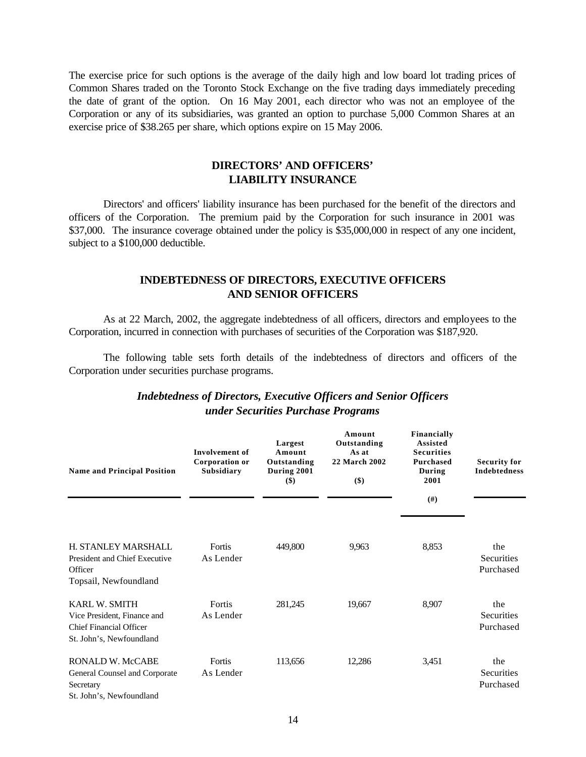The exercise price for such options is the average of the daily high and low board lot trading prices of Common Shares traded on the Toronto Stock Exchange on the five trading days immediately preceding the date of grant of the option. On 16 May 2001, each director who was not an employee of the Corporation or any of its subsidiaries, was granted an option to purchase 5,000 Common Shares at an exercise price of $38.265 per share, which options expire on 15 May 2006.

## DIRECTORS' AND OFFICERS' LIABILITY INSURANCE

Directors' and officers' liability insurance has been purchased for the benefit of the directors and officers of the Corporation. The premium paid by the Corporation for such insurance in 2001 was $37,000. The insurance coverage obtained under the policy is $35,000,000 in respect of any one incident, subject to a $100,000 deductible.

## INDEBTEDNESS OF DIRECTORS, EXECUTIVE OFFICERS AND SENIOR OFFICERS

As at 22 March, 2002, the aggregate indebtedness of all officers, directors and employees to the Corporation, incurred in connection with purchases of securities of the Corporation was $187,920.

The following table sets forth details of the indebtedness of directors and officers of the Corporation under securities purchase programs.

***Indebtedness of Directors, Executive Officers and Senior Officers under Securities Purchase Programs***

| Name and Principal Position | Involvement of Corporation or Subsidiary | Largest Amount Outstanding During 2001 ($) | Amount Outstanding As at 22 March 2002 ($) | Financially Assisted Securities Purchased During 2001 (#) | Security for Indebtedness |
|---|---|---|---|---|---|
| H. STANLEY MARSHALL<br>President and Chief Executive Officer<br>Topsail, Newfoundland | Fortis As Lender | 449,800 | 9,963 | 8,853 | the Securities Purchased |
| KARL W. SMITH<br>Vice President, Finance and Chief Financial Officer<br>St. John's, Newfoundland | Fortis As Lender | 281,245 | 19,667 | 8,907 | the Securities Purchased |
| RONALD W. McCABE<br>General Counsel and Corporate Secretary<br>St. John's, Newfoundland | Fortis As Lender | 113,656 | 12,286 | 3,451 | the Securities Purchased |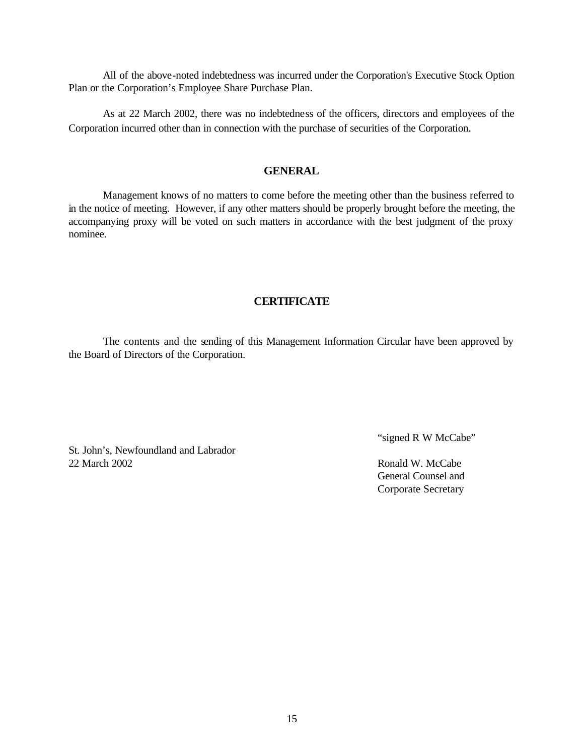All of the above-noted indebtedness was incurred under the Corporation's Executive Stock Option Plan or the Corporation's Employee Share Purchase Plan.

As at 22 March 2002, there was no indebtedness of the officers, directors and employees of the Corporation incurred other than in connection with the purchase of securities of the Corporation.

## GENERAL

Management knows of no matters to come before the meeting other than the business referred to in the notice of meeting. However, if any other matters should be properly brought before the meeting, the accompanying proxy will be voted on such matters in accordance with the best judgment of the proxy nominee.

## CERTIFICATE

The contents and the sending of this Management Information Circular have been approved by the Board of Directors of the Corporation.

St. John's, Newfoundland and Labrador
22 March 2002

"signed R W McCabe"

Ronald W. McCabe
General Counsel and
Corporate Secretary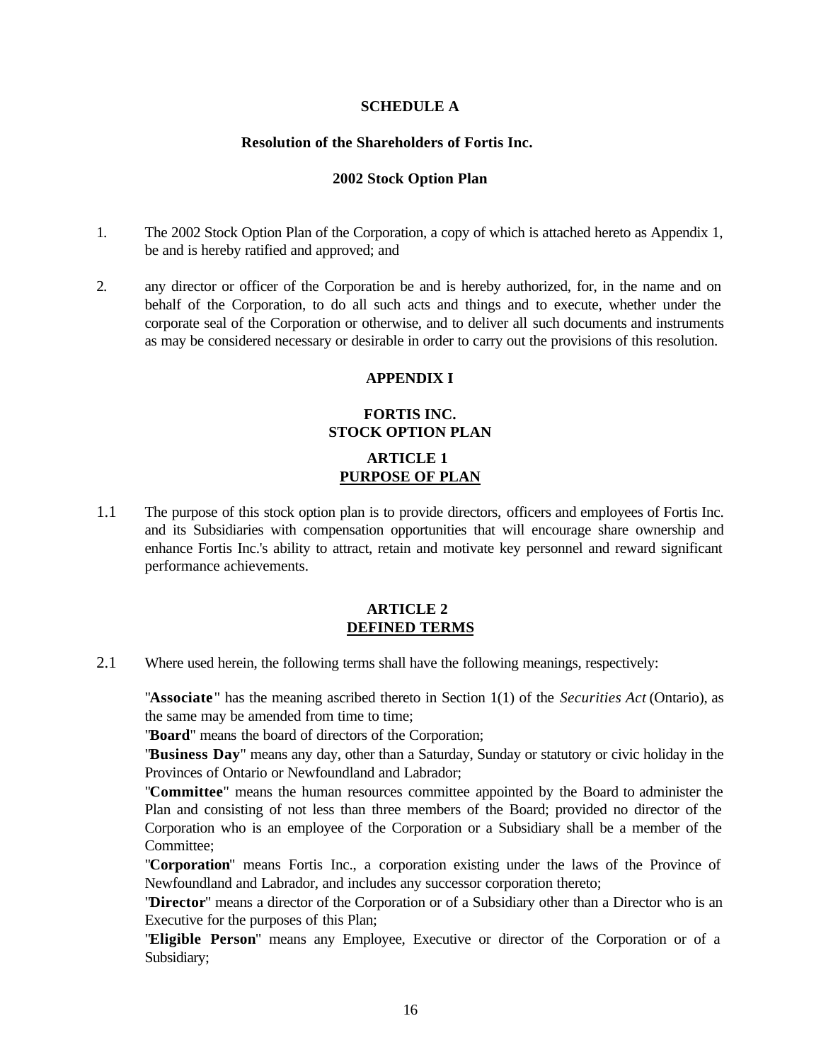## SCHEDULE A

### Resolution of the Shareholders of Fortis Inc.

### 2002 Stock Option Plan

1. The 2002 Stock Option Plan of the Corporation, a copy of which is attached hereto as Appendix 1, be and is hereby ratified and approved; and

2. any director or officer of the Corporation be and is hereby authorized, for, in the name and on behalf of the Corporation, to do all such acts and things and to execute, whether under the corporate seal of the Corporation or otherwise, and to deliver all such documents and instruments as may be considered necessary or desirable in order to carry out the provisions of this resolution.

## APPENDIX I

## FORTIS INC.
## STOCK OPTION PLAN

### ARTICLE 1
### PURPOSE OF PLAN

1.1 The purpose of this stock option plan is to provide directors, officers and employees of Fortis Inc. and its Subsidiaries with compensation opportunities that will encourage share ownership and enhance Fortis Inc.'s ability to attract, retain and motivate key personnel and reward significant performance achievements.

### ARTICLE 2
### DEFINED TERMS

2.1 Where used herein, the following terms shall have the following meanings, respectively:

"**Associate**" has the meaning ascribed thereto in Section 1(1) of the *Securities Act* (Ontario), as the same may be amended from time to time;

"**Board**" means the board of directors of the Corporation;

"**Business Day**" means any day, other than a Saturday, Sunday or statutory or civic holiday in the Provinces of Ontario or Newfoundland and Labrador;

"**Committee**" means the human resources committee appointed by the Board to administer the Plan and consisting of not less than three members of the Board; provided no director of the Corporation who is an employee of the Corporation or a Subsidiary shall be a member of the Committee;

"**Corporation**" means Fortis Inc., a corporation existing under the laws of the Province of Newfoundland and Labrador, and includes any successor corporation thereto;

"**Director**" means a director of the Corporation or of a Subsidiary other than a Director who is an Executive for the purposes of this Plan;

"**Eligible Person**" means any Employee, Executive or director of the Corporation or of a Subsidiary;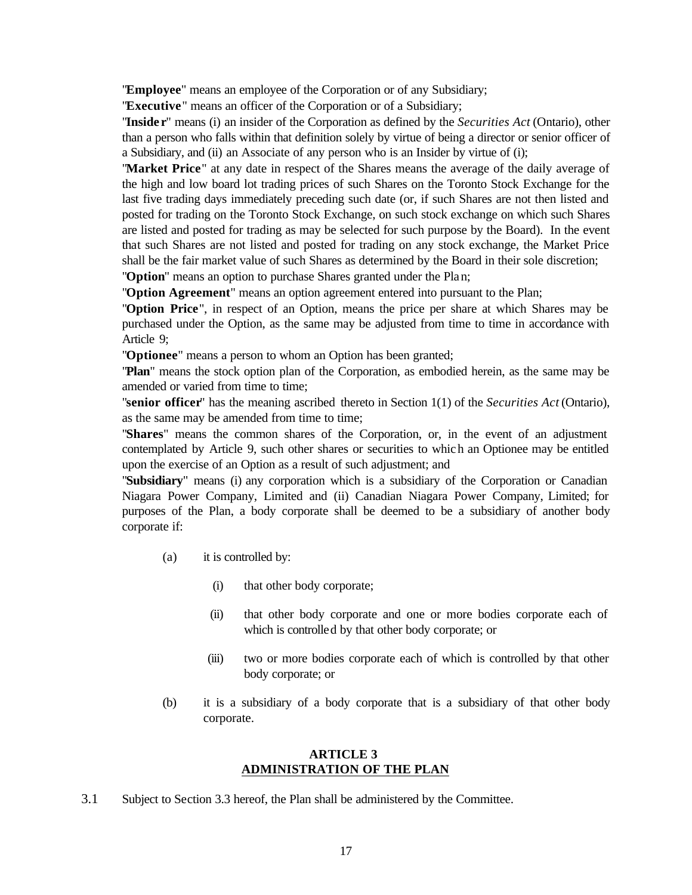"**Employee**" means an employee of the Corporation or of any Subsidiary;

"**Executive**" means an officer of the Corporation or of a Subsidiary;

"**Insider**" means (i) an insider of the Corporation as defined by the *Securities Act* (Ontario), other than a person who falls within that definition solely by virtue of being a director or senior officer of a Subsidiary, and (ii) an Associate of any person who is an Insider by virtue of (i);

"**Market Price**" at any date in respect of the Shares means the average of the daily average of the high and low board lot trading prices of such Shares on the Toronto Stock Exchange for the last five trading days immediately preceding such date (or, if such Shares are not then listed and posted for trading on the Toronto Stock Exchange, on such stock exchange on which such Shares are listed and posted for trading as may be selected for such purpose by the Board). In the event that such Shares are not listed and posted for trading on any stock exchange, the Market Price shall be the fair market value of such Shares as determined by the Board in their sole discretion;

"**Option**" means an option to purchase Shares granted under the Plan;

"**Option Agreement**" means an option agreement entered into pursuant to the Plan;

"**Option Price**", in respect of an Option, means the price per share at which Shares may be purchased under the Option, as the same may be adjusted from time to time in accordance with Article 9;

"**Optionee**" means a person to whom an Option has been granted;

"**Plan**" means the stock option plan of the Corporation, as embodied herein, as the same may be amended or varied from time to time;

"**senior officer**" has the meaning ascribed thereto in Section 1(1) of the *Securities Act* (Ontario), as the same may be amended from time to time;

"**Shares**" means the common shares of the Corporation, or, in the event of an adjustment contemplated by Article 9, such other shares or securities to which an Optionee may be entitled upon the exercise of an Option as a result of such adjustment; and

"**Subsidiary**" means (i) any corporation which is a subsidiary of the Corporation or Canadian Niagara Power Company, Limited and (ii) Canadian Niagara Power Company, Limited; for purposes of the Plan, a body corporate shall be deemed to be a subsidiary of another body corporate if:

(a) it is controlled by:

  (i) that other body corporate;

  (ii) that other body corporate and one or more bodies corporate each of which is controlled by that other body corporate; or

  (iii) two or more bodies corporate each of which is controlled by that other body corporate; or

(b) it is a subsidiary of a body corporate that is a subsidiary of that other body corporate.

## ARTICLE 3
## ADMINISTRATION OF THE PLAN

3.1 Subject to Section 3.3 hereof, the Plan shall be administered by the Committee.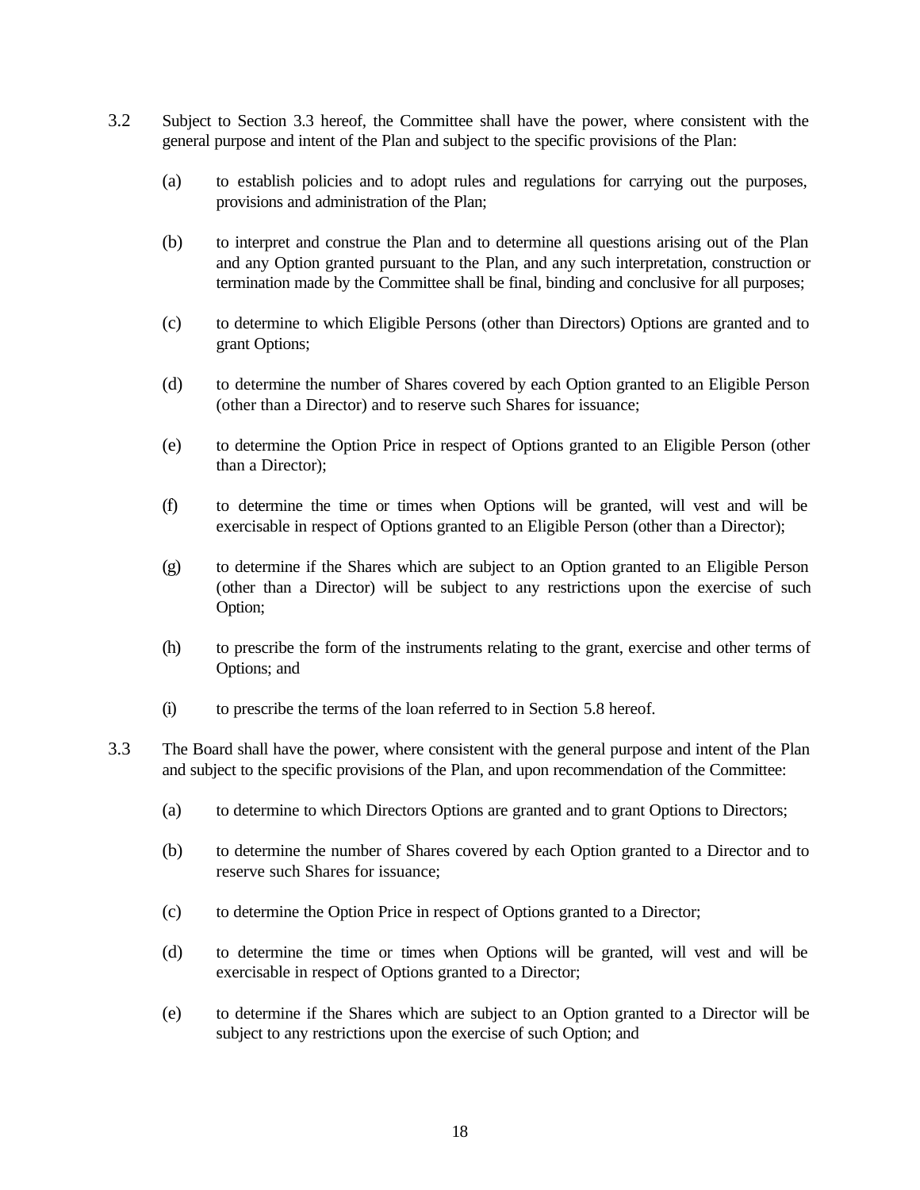3.2 Subject to Section 3.3 hereof, the Committee shall have the power, where consistent with the general purpose and intent of the Plan and subject to the specific provisions of the Plan:

(a) to establish policies and to adopt rules and regulations for carrying out the purposes, provisions and administration of the Plan;

(b) to interpret and construe the Plan and to determine all questions arising out of the Plan and any Option granted pursuant to the Plan, and any such interpretation, construction or termination made by the Committee shall be final, binding and conclusive for all purposes;

(c) to determine to which Eligible Persons (other than Directors) Options are granted and to grant Options;

(d) to determine the number of Shares covered by each Option granted to an Eligible Person (other than a Director) and to reserve such Shares for issuance;

(e) to determine the Option Price in respect of Options granted to an Eligible Person (other than a Director);

(f) to determine the time or times when Options will be granted, will vest and will be exercisable in respect of Options granted to an Eligible Person (other than a Director);

(g) to determine if the Shares which are subject to an Option granted to an Eligible Person (other than a Director) will be subject to any restrictions upon the exercise of such Option;

(h) to prescribe the form of the instruments relating to the grant, exercise and other terms of Options; and

(i) to prescribe the terms of the loan referred to in Section 5.8 hereof.

3.3 The Board shall have the power, where consistent with the general purpose and intent of the Plan and subject to the specific provisions of the Plan, and upon recommendation of the Committee:

(a) to determine to which Directors Options are granted and to grant Options to Directors;

(b) to determine the number of Shares covered by each Option granted to a Director and to reserve such Shares for issuance;

(c) to determine the Option Price in respect of Options granted to a Director;

(d) to determine the time or times when Options will be granted, will vest and will be exercisable in respect of Options granted to a Director;

(e) to determine if the Shares which are subject to an Option granted to a Director will be subject to any restrictions upon the exercise of such Option; and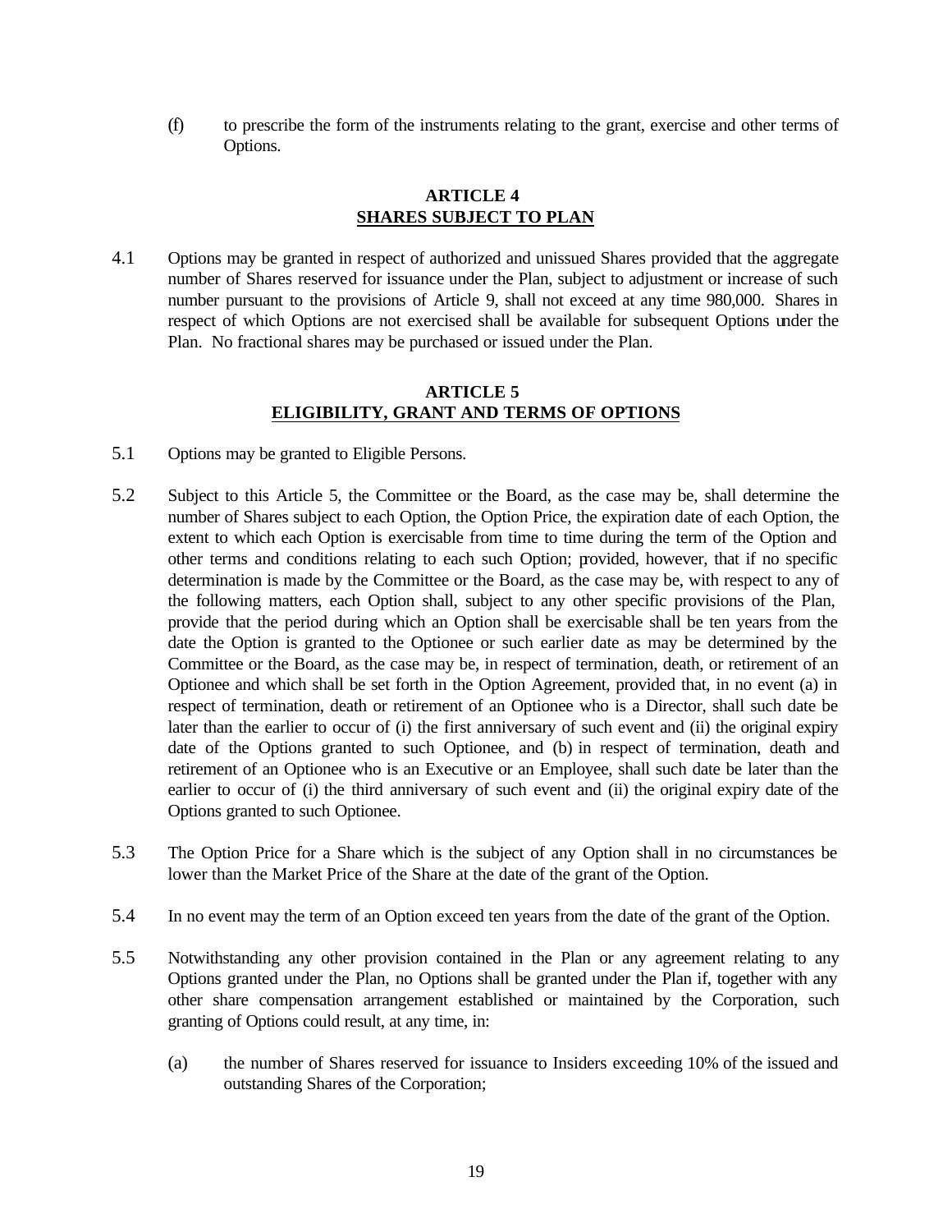(f) to prescribe the form of the instruments relating to the grant, exercise and other terms of Options.

## ARTICLE 4
## SHARES SUBJECT TO PLAN

4.1 Options may be granted in respect of authorized and unissued Shares provided that the aggregate number of Shares reserved for issuance under the Plan, subject to adjustment or increase of such number pursuant to the provisions of Article 9, shall not exceed at any time 980,000. Shares in respect of which Options are not exercised shall be available for subsequent Options under the Plan. No fractional shares may be purchased or issued under the Plan.

## ARTICLE 5
## ELIGIBILITY, GRANT AND TERMS OF OPTIONS

5.1 Options may be granted to Eligible Persons.

5.2 Subject to this Article 5, the Committee or the Board, as the case may be, shall determine the number of Shares subject to each Option, the Option Price, the expiration date of each Option, the extent to which each Option is exercisable from time to time during the term of the Option and other terms and conditions relating to each such Option; provided, however, that if no specific determination is made by the Committee or the Board, as the case may be, with respect to any of the following matters, each Option shall, subject to any other specific provisions of the Plan, provide that the period during which an Option shall be exercisable shall be ten years from the date the Option is granted to the Optionee or such earlier date as may be determined by the Committee or the Board, as the case may be, in respect of termination, death, or retirement of an Optionee and which shall be set forth in the Option Agreement, provided that, in no event (a) in respect of termination, death or retirement of an Optionee who is a Director, shall such date be later than the earlier to occur of (i) the first anniversary of such event and (ii) the original expiry date of the Options granted to such Optionee, and (b) in respect of termination, death and retirement of an Optionee who is an Executive or an Employee, shall such date be later than the earlier to occur of (i) the third anniversary of such event and (ii) the original expiry date of the Options granted to such Optionee.

5.3 The Option Price for a Share which is the subject of any Option shall in no circumstances be lower than the Market Price of the Share at the date of the grant of the Option.

5.4 In no event may the term of an Option exceed ten years from the date of the grant of the Option.

5.5 Notwithstanding any other provision contained in the Plan or any agreement relating to any Options granted under the Plan, no Options shall be granted under the Plan if, together with any other share compensation arrangement established or maintained by the Corporation, such granting of Options could result, at any time, in:

(a) the number of Shares reserved for issuance to Insiders exceeding 10% of the issued and outstanding Shares of the Corporation;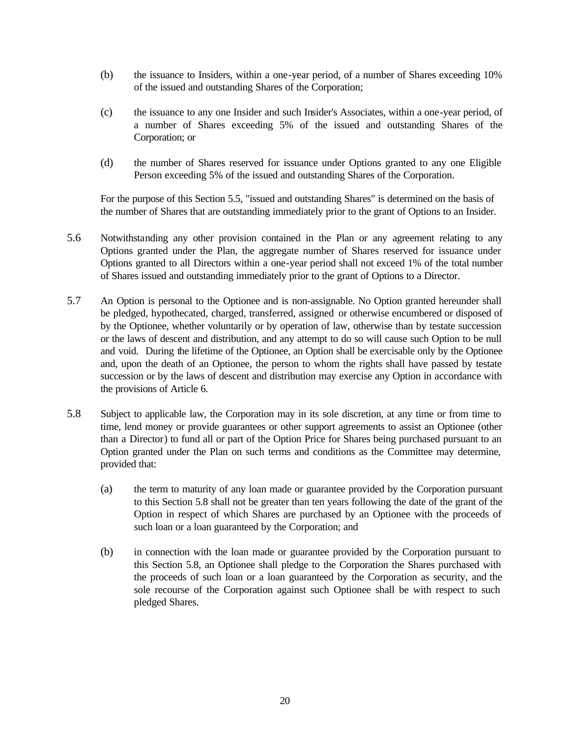(b) the issuance to Insiders, within a one-year period, of a number of Shares exceeding 10% of the issued and outstanding Shares of the Corporation;

(c) the issuance to any one Insider and such Insider's Associates, within a one-year period, of a number of Shares exceeding 5% of the issued and outstanding Shares of the Corporation; or

(d) the number of Shares reserved for issuance under Options granted to any one Eligible Person exceeding 5% of the issued and outstanding Shares of the Corporation.

For the purpose of this Section 5.5, "issued and outstanding Shares" is determined on the basis of the number of Shares that are outstanding immediately prior to the grant of Options to an Insider.

5.6 Notwithstanding any other provision contained in the Plan or any agreement relating to any Options granted under the Plan, the aggregate number of Shares reserved for issuance under Options granted to all Directors within a one-year period shall not exceed 1% of the total number of Shares issued and outstanding immediately prior to the grant of Options to a Director.

5.7 An Option is personal to the Optionee and is non-assignable. No Option granted hereunder shall be pledged, hypothecated, charged, transferred, assigned or otherwise encumbered or disposed of by the Optionee, whether voluntarily or by operation of law, otherwise than by testate succession or the laws of descent and distribution, and any attempt to do so will cause such Option to be null and void. During the lifetime of the Optionee, an Option shall be exercisable only by the Optionee and, upon the death of an Optionee, the person to whom the rights shall have passed by testate succession or by the laws of descent and distribution may exercise any Option in accordance with the provisions of Article 6.

5.8 Subject to applicable law, the Corporation may in its sole discretion, at any time or from time to time, lend money or provide guarantees or other support agreements to assist an Optionee (other than a Director) to fund all or part of the Option Price for Shares being purchased pursuant to an Option granted under the Plan on such terms and conditions as the Committee may determine, provided that:

(a) the term to maturity of any loan made or guarantee provided by the Corporation pursuant to this Section 5.8 shall not be greater than ten years following the date of the grant of the Option in respect of which Shares are purchased by an Optionee with the proceeds of such loan or a loan guaranteed by the Corporation; and

(b) in connection with the loan made or guarantee provided by the Corporation pursuant to this Section 5.8, an Optionee shall pledge to the Corporation the Shares purchased with the proceeds of such loan or a loan guaranteed by the Corporation as security, and the sole recourse of the Corporation against such Optionee shall be with respect to such pledged Shares.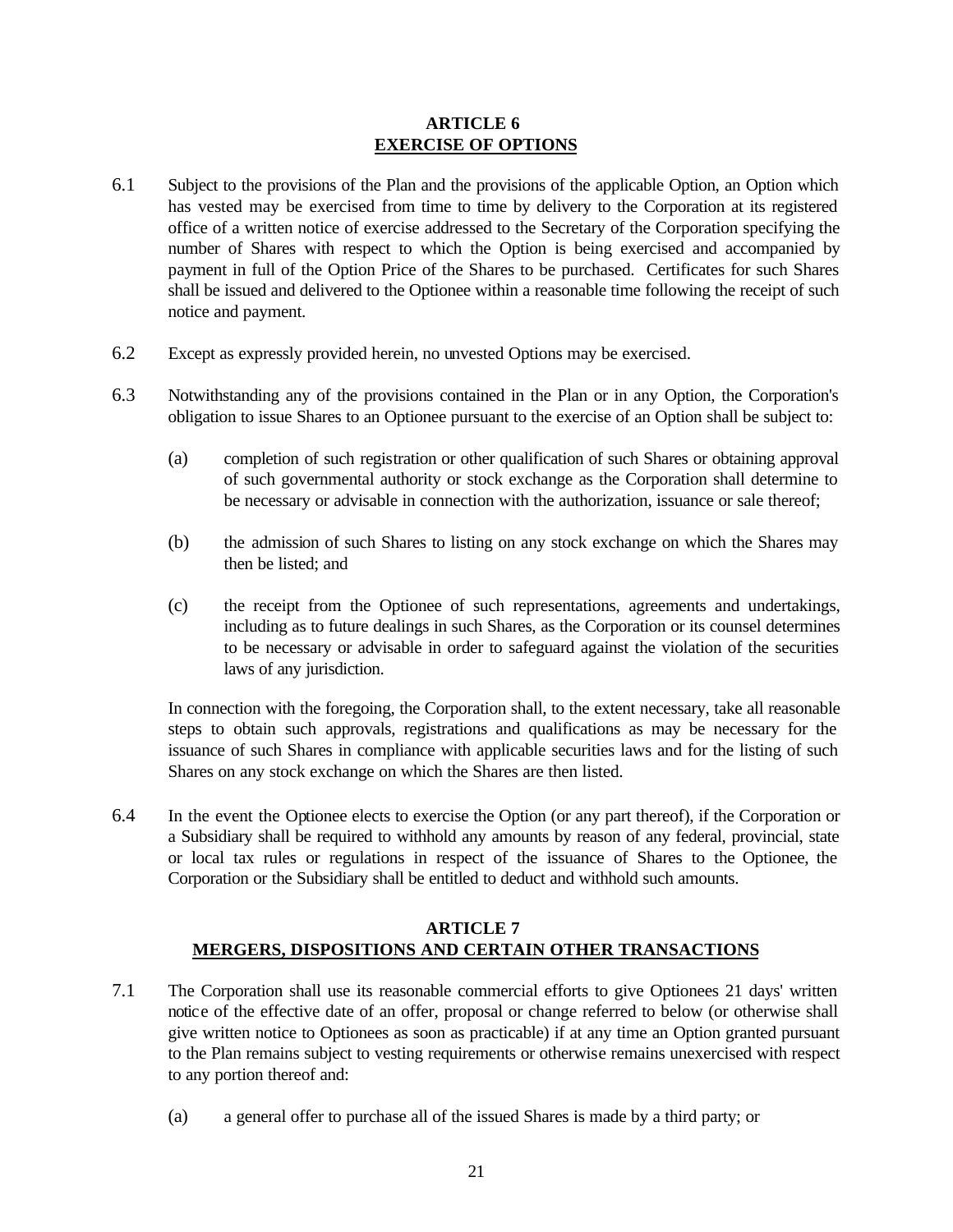## ARTICLE 6
## EXERCISE OF OPTIONS

6.1 Subject to the provisions of the Plan and the provisions of the applicable Option, an Option which has vested may be exercised from time to time by delivery to the Corporation at its registered office of a written notice of exercise addressed to the Secretary of the Corporation specifying the number of Shares with respect to which the Option is being exercised and accompanied by payment in full of the Option Price of the Shares to be purchased. Certificates for such Shares shall be issued and delivered to the Optionee within a reasonable time following the receipt of such notice and payment.

6.2 Except as expressly provided herein, no unvested Options may be exercised.

6.3 Notwithstanding any of the provisions contained in the Plan or in any Option, the Corporation's obligation to issue Shares to an Optionee pursuant to the exercise of an Option shall be subject to:

(a) completion of such registration or other qualification of such Shares or obtaining approval of such governmental authority or stock exchange as the Corporation shall determine to be necessary or advisable in connection with the authorization, issuance or sale thereof;

(b) the admission of such Shares to listing on any stock exchange on which the Shares may then be listed; and

(c) the receipt from the Optionee of such representations, agreements and undertakings, including as to future dealings in such Shares, as the Corporation or its counsel determines to be necessary or advisable in order to safeguard against the violation of the securities laws of any jurisdiction.

In connection with the foregoing, the Corporation shall, to the extent necessary, take all reasonable steps to obtain such approvals, registrations and qualifications as may be necessary for the issuance of such Shares in compliance with applicable securities laws and for the listing of such Shares on any stock exchange on which the Shares are then listed.

6.4 In the event the Optionee elects to exercise the Option (or any part thereof), if the Corporation or a Subsidiary shall be required to withhold any amounts by reason of any federal, provincial, state or local tax rules or regulations in respect of the issuance of Shares to the Optionee, the Corporation or the Subsidiary shall be entitled to deduct and withhold such amounts.

## ARTICLE 7
## MERGERS, DISPOSITIONS AND CERTAIN OTHER TRANSACTIONS

7.1 The Corporation shall use its reasonable commercial efforts to give Optionees 21 days' written notice of the effective date of an offer, proposal or change referred to below (or otherwise shall give written notice to Optionees as soon as practicable) if at any time an Option granted pursuant to the Plan remains subject to vesting requirements or otherwise remains unexercised with respect to any portion thereof and:

(a) a general offer to purchase all of the issued Shares is made by a third party; or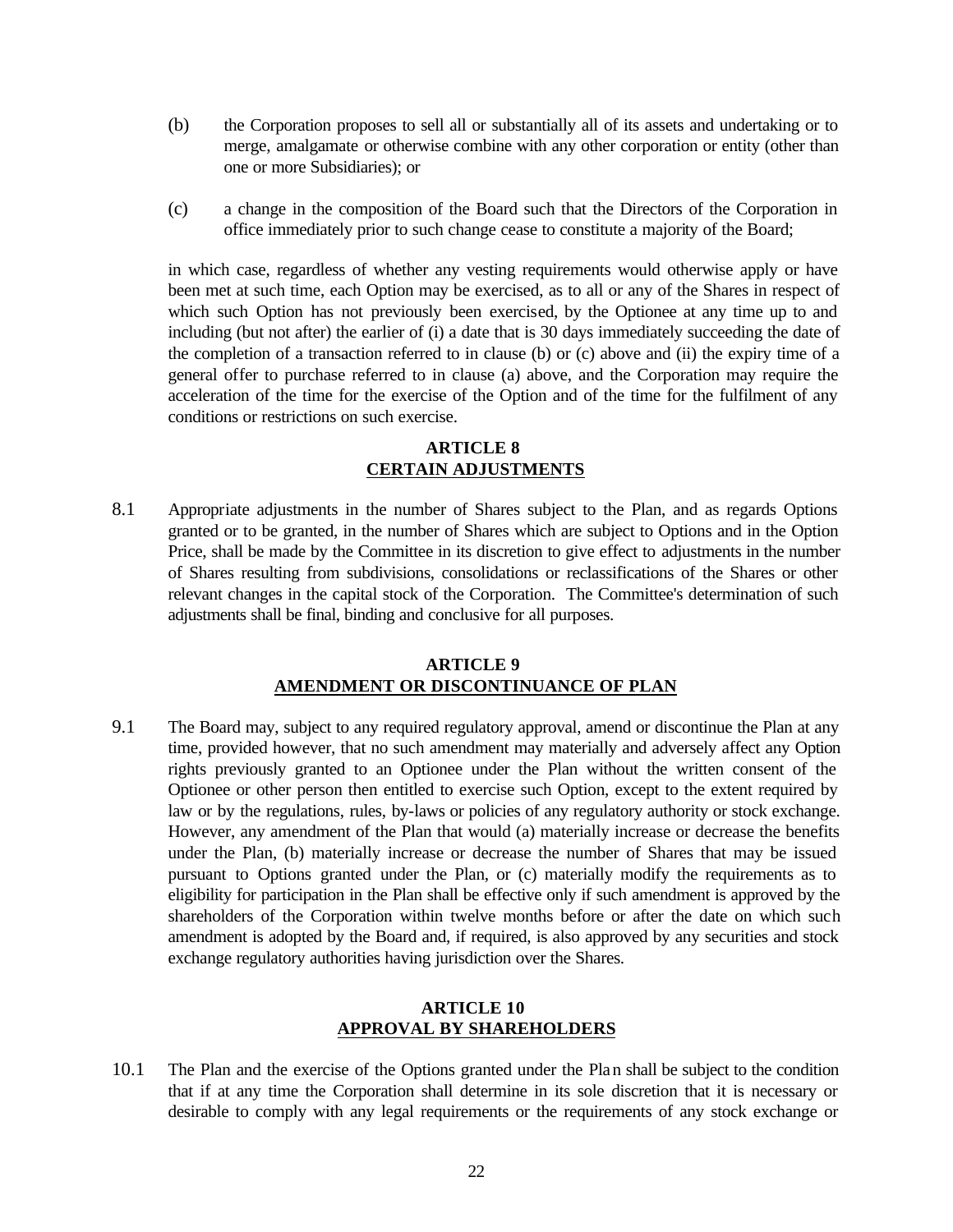(b) the Corporation proposes to sell all or substantially all of its assets and undertaking or to merge, amalgamate or otherwise combine with any other corporation or entity (other than one or more Subsidiaries); or

(c) a change in the composition of the Board such that the Directors of the Corporation in office immediately prior to such change cease to constitute a majority of the Board;

in which case, regardless of whether any vesting requirements would otherwise apply or have been met at such time, each Option may be exercised, as to all or any of the Shares in respect of which such Option has not previously been exercised, by the Optionee at any time up to and including (but not after) the earlier of (i) a date that is 30 days immediately succeeding the date of the completion of a transaction referred to in clause (b) or (c) above and (ii) the expiry time of a general offer to purchase referred to in clause (a) above, and the Corporation may require the acceleration of the time for the exercise of the Option and of the time for the fulfilment of any conditions or restrictions on such exercise.

## ARTICLE 8
## CERTAIN ADJUSTMENTS

8.1 Appropriate adjustments in the number of Shares subject to the Plan, and as regards Options granted or to be granted, in the number of Shares which are subject to Options and in the Option Price, shall be made by the Committee in its discretion to give effect to adjustments in the number of Shares resulting from subdivisions, consolidations or reclassifications of the Shares or other relevant changes in the capital stock of the Corporation. The Committee's determination of such adjustments shall be final, binding and conclusive for all purposes.

## ARTICLE 9
## AMENDMENT OR DISCONTINUANCE OF PLAN

9.1 The Board may, subject to any required regulatory approval, amend or discontinue the Plan at any time, provided however, that no such amendment may materially and adversely affect any Option rights previously granted to an Optionee under the Plan without the written consent of the Optionee or other person then entitled to exercise such Option, except to the extent required by law or by the regulations, rules, by-laws or policies of any regulatory authority or stock exchange. However, any amendment of the Plan that would (a) materially increase or decrease the benefits under the Plan, (b) materially increase or decrease the number of Shares that may be issued pursuant to Options granted under the Plan, or (c) materially modify the requirements as to eligibility for participation in the Plan shall be effective only if such amendment is approved by the shareholders of the Corporation within twelve months before or after the date on which such amendment is adopted by the Board and, if required, is also approved by any securities and stock exchange regulatory authorities having jurisdiction over the Shares.

## ARTICLE 10
## APPROVAL BY SHAREHOLDERS

10.1 The Plan and the exercise of the Options granted under the Plan shall be subject to the condition that if at any time the Corporation shall determine in its sole discretion that it is necessary or desirable to comply with any legal requirements or the requirements of any stock exchange or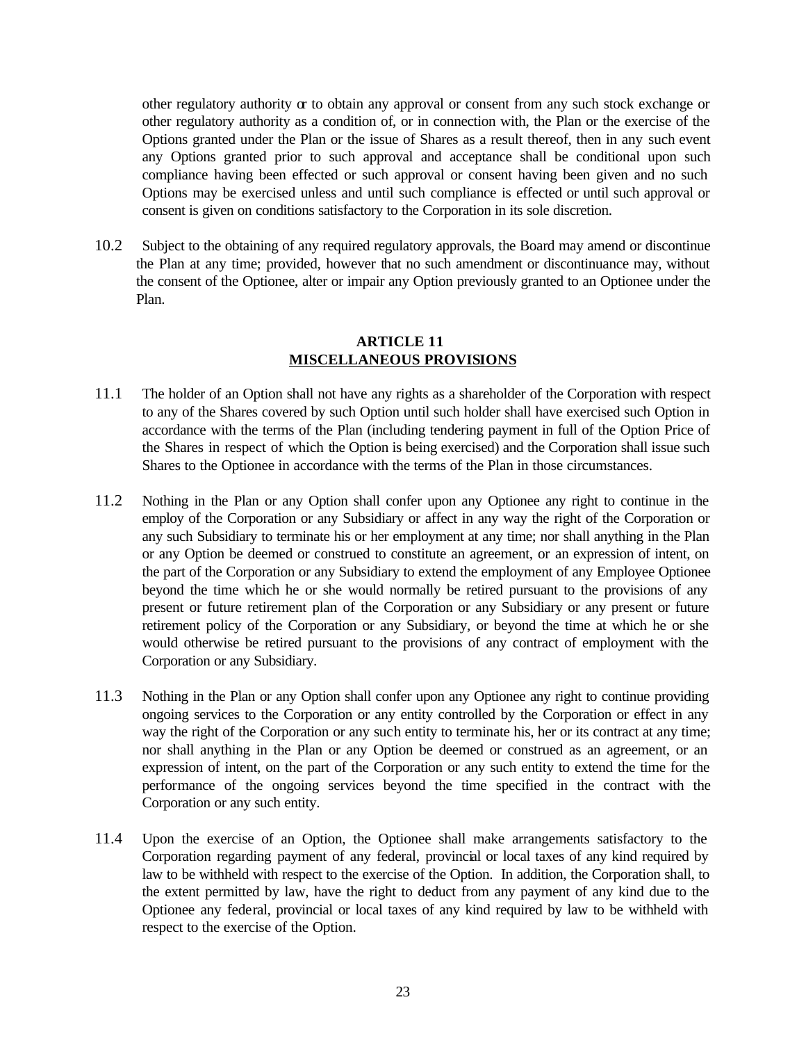other regulatory authority or to obtain any approval or consent from any such stock exchange or other regulatory authority as a condition of, or in connection with, the Plan or the exercise of the Options granted under the Plan or the issue of Shares as a result thereof, then in any such event any Options granted prior to such approval and acceptance shall be conditional upon such compliance having been effected or such approval or consent having been given and no such Options may be exercised unless and until such compliance is effected or until such approval or consent is given on conditions satisfactory to the Corporation in its sole discretion.

10.2 Subject to the obtaining of any required regulatory approvals, the Board may amend or discontinue the Plan at any time; provided, however that no such amendment or discontinuance may, without the consent of the Optionee, alter or impair any Option previously granted to an Optionee under the Plan.

## ARTICLE 11
## MISCELLANEOUS PROVISIONS

11.1 The holder of an Option shall not have any rights as a shareholder of the Corporation with respect to any of the Shares covered by such Option until such holder shall have exercised such Option in accordance with the terms of the Plan (including tendering payment in full of the Option Price of the Shares in respect of which the Option is being exercised) and the Corporation shall issue such Shares to the Optionee in accordance with the terms of the Plan in those circumstances.

11.2 Nothing in the Plan or any Option shall confer upon any Optionee any right to continue in the employ of the Corporation or any Subsidiary or affect in any way the right of the Corporation or any such Subsidiary to terminate his or her employment at any time; nor shall anything in the Plan or any Option be deemed or construed to constitute an agreement, or an expression of intent, on the part of the Corporation or any Subsidiary to extend the employment of any Employee Optionee beyond the time which he or she would normally be retired pursuant to the provisions of any present or future retirement plan of the Corporation or any Subsidiary or any present or future retirement policy of the Corporation or any Subsidiary, or beyond the time at which he or she would otherwise be retired pursuant to the provisions of any contract of employment with the Corporation or any Subsidiary.

11.3 Nothing in the Plan or any Option shall confer upon any Optionee any right to continue providing ongoing services to the Corporation or any entity controlled by the Corporation or effect in any way the right of the Corporation or any such entity to terminate his, her or its contract at any time; nor shall anything in the Plan or any Option be deemed or construed as an agreement, or an expression of intent, on the part of the Corporation or any such entity to extend the time for the performance of the ongoing services beyond the time specified in the contract with the Corporation or any such entity.

11.4 Upon the exercise of an Option, the Optionee shall make arrangements satisfactory to the Corporation regarding payment of any federal, provincial or local taxes of any kind required by law to be withheld with respect to the exercise of the Option. In addition, the Corporation shall, to the extent permitted by law, have the right to deduct from any payment of any kind due to the Optionee any federal, provincial or local taxes of any kind required by law to be withheld with respect to the exercise of the Option.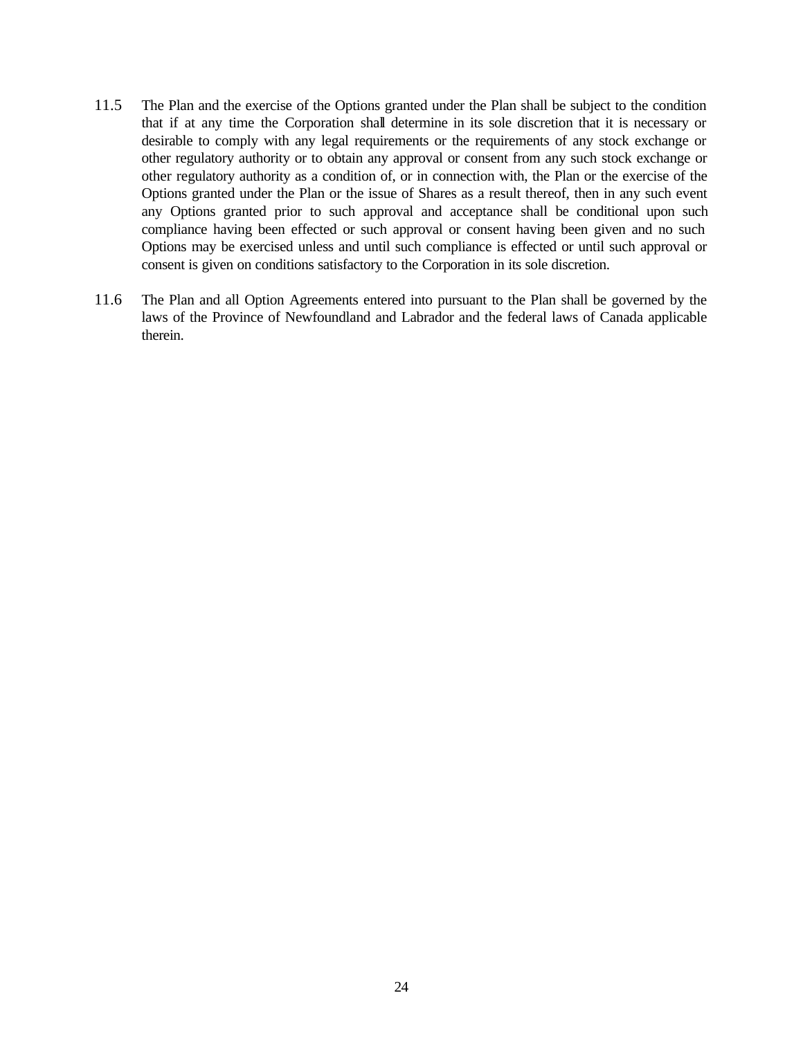11.5 The Plan and the exercise of the Options granted under the Plan shall be subject to the condition that if at any time the Corporation shall determine in its sole discretion that it is necessary or desirable to comply with any legal requirements or the requirements of any stock exchange or other regulatory authority or to obtain any approval or consent from any such stock exchange or other regulatory authority as a condition of, or in connection with, the Plan or the exercise of the Options granted under the Plan or the issue of Shares as a result thereof, then in any such event any Options granted prior to such approval and acceptance shall be conditional upon such compliance having been effected or such approval or consent having been given and no such Options may be exercised unless and until such compliance is effected or until such approval or consent is given on conditions satisfactory to the Corporation in its sole discretion.

11.6 The Plan and all Option Agreements entered into pursuant to the Plan shall be governed by the laws of the Province of Newfoundland and Labrador and the federal laws of Canada applicable therein.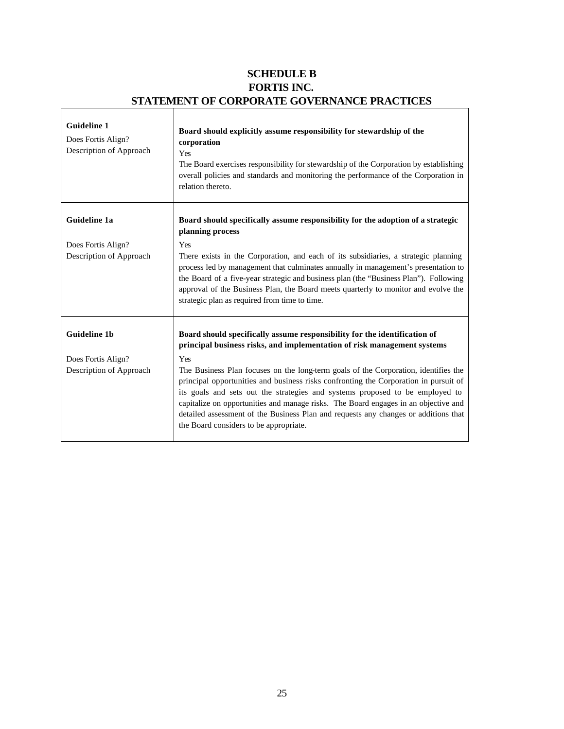# SCHEDULE B
# FORTIS INC.
# STATEMENT OF CORPORATE GOVERNANCE PRACTICES

| | |
|---|---|
| **Guideline 1**<br>Does Fortis Align?<br>Description of Approach | **Board should explicitly assume responsibility for stewardship of the corporation**<br>Yes<br>The Board exercises responsibility for stewardship of the Corporation by establishing overall policies and standards and monitoring the performance of the Corporation in relation thereto. |
| **Guideline 1a**<br>Does Fortis Align?<br>Description of Approach | **Board should specifically assume responsibility for the adoption of a strategic planning process**<br>Yes<br>There exists in the Corporation, and each of its subsidiaries, a strategic planning process led by management that culminates annually in management's presentation to the Board of a five-year strategic and business plan (the "Business Plan"). Following approval of the Business Plan, the Board meets quarterly to monitor and evolve the strategic plan as required from time to time. |
| **Guideline 1b**<br>Does Fortis Align?<br>Description of Approach | **Board should specifically assume responsibility for the identification of principal business risks, and implementation of risk management systems**<br>Yes<br>The Business Plan focuses on the long-term goals of the Corporation, identifies the principal opportunities and business risks confronting the Corporation in pursuit of its goals and sets out the strategies and systems proposed to be employed to capitalize on opportunities and manage risks. The Board engages in an objective and detailed assessment of the Business Plan and requests any changes or additions that the Board considers to be appropriate. |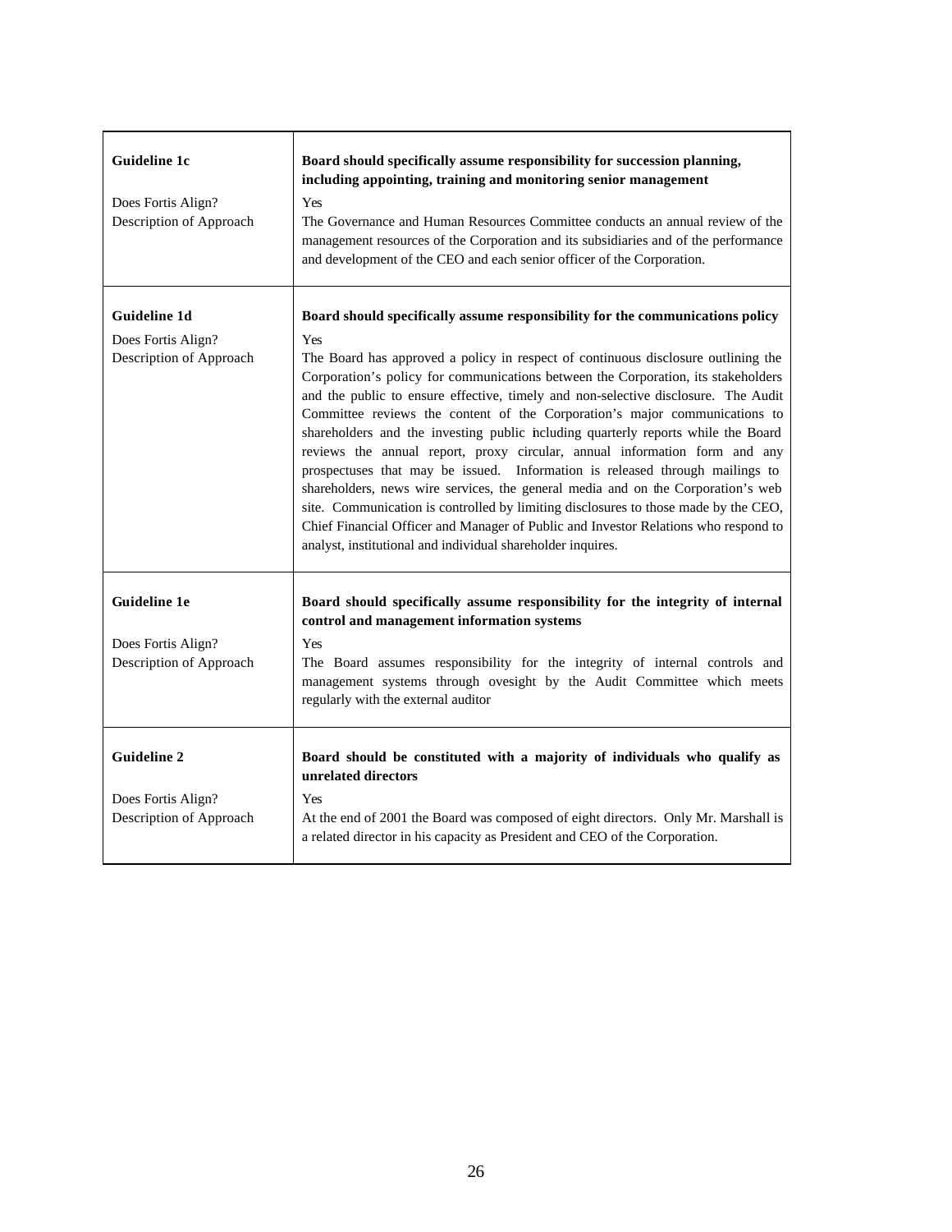| | |
|---|---|
| **Guideline 1c** | **Board should specifically assume responsibility for succession planning, including appointing, training and monitoring senior management** |
| Does Fortis Align? | Yes |
| Description of Approach | The Governance and Human Resources Committee conducts an annual review of the management resources of the Corporation and its subsidiaries and of the performance and development of the CEO and each senior officer of the Corporation. |
| **Guideline 1d** | **Board should specifically assume responsibility for the communications policy** |
| Does Fortis Align? | Yes |
| Description of Approach | The Board has approved a policy in respect of continuous disclosure outlining the Corporation's policy for communications between the Corporation, its stakeholders and the public to ensure effective, timely and non-selective disclosure. The Audit Committee reviews the content of the Corporation's major communications to shareholders and the investing public including quarterly reports while the Board reviews the annual report, proxy circular, annual information form and any prospectuses that may be issued. Information is released through mailings to shareholders, news wire services, the general media and on the Corporation's web site. Communication is controlled by limiting disclosures to those made by the CEO, Chief Financial Officer and Manager of Public and Investor Relations who respond to analyst, institutional and individual shareholder inquires. |
| **Guideline 1e** | **Board should specifically assume responsibility for the integrity of internal control and management information systems** |
| Does Fortis Align? | Yes |
| Description of Approach | The Board assumes responsibility for the integrity of internal controls and management systems through ovesight by the Audit Committee which meets regularly with the external auditor |
| **Guideline 2** | **Board should be constituted with a majority of individuals who qualify as unrelated directors** |
| Does Fortis Align? | Yes |
| Description of Approach | At the end of 2001 the Board was composed of eight directors. Only Mr. Marshall is a related director in his capacity as President and CEO of the Corporation. |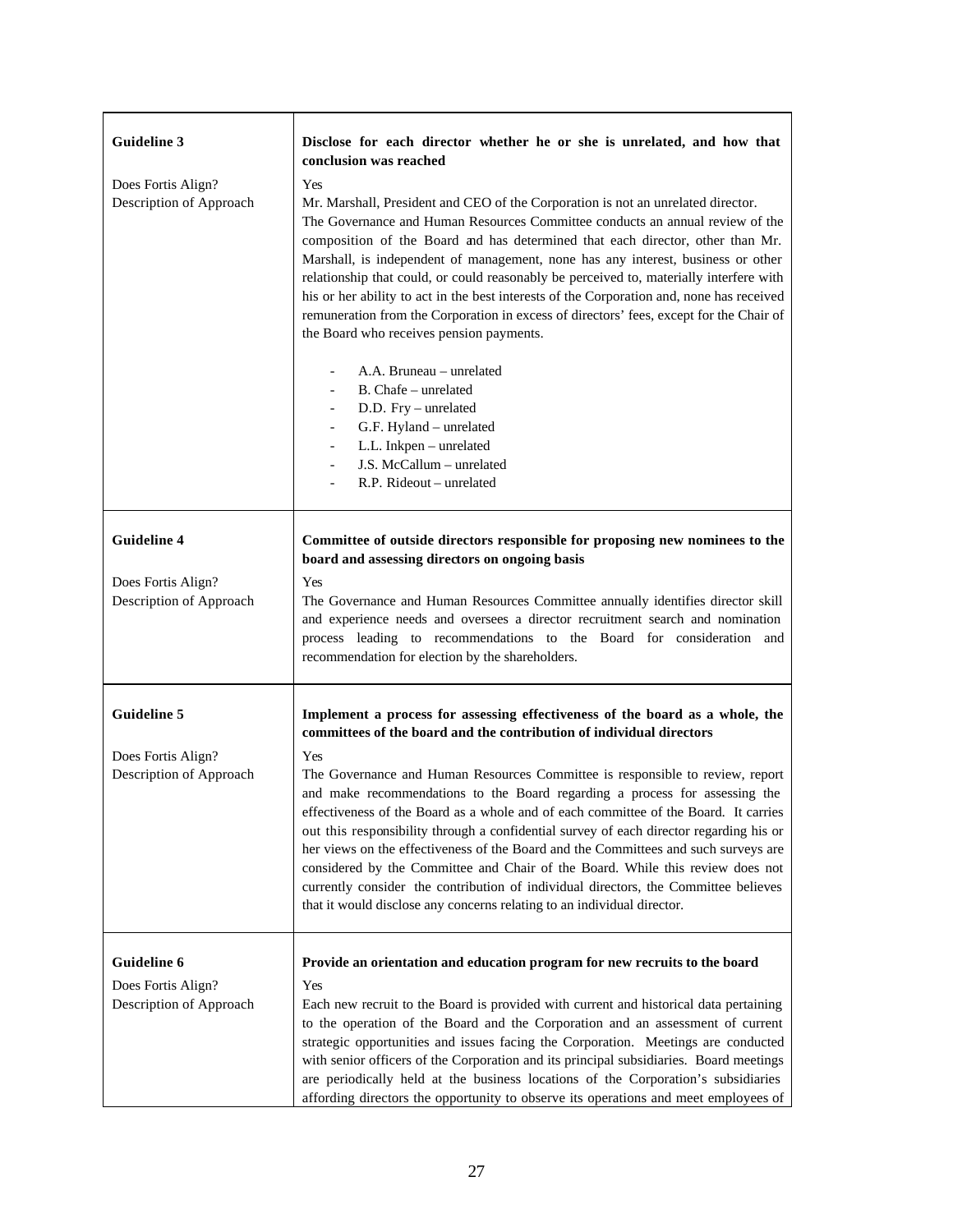| | |
|---|---|
| **Guideline 3** | **Disclose for each director whether he or she is unrelated, and how that conclusion was reached** |
| Does Fortis Align?<br>Description of Approach | Yes<br>Mr. Marshall, President and CEO of the Corporation is not an unrelated director.<br>The Governance and Human Resources Committee conducts an annual review of the composition of the Board and has determined that each director, other than Mr. Marshall, is independent of management, none has any interest, business or other relationship that could, or could reasonably be perceived to, materially interfere with his or her ability to act in the best interests of the Corporation and, none has received remuneration from the Corporation in excess of directors' fees, except for the Chair of the Board who receives pension payments.<br><br>- A.A. Bruneau – unrelated<br>- B. Chafe – unrelated<br>- D.D. Fry – unrelated<br>- G.F. Hyland – unrelated<br>- L.L. Inkpen – unrelated<br>- J.S. McCallum – unrelated<br>- R.P. Rideout – unrelated |
| **Guideline 4** | **Committee of outside directors responsible for proposing new nominees to the board and assessing directors on ongoing basis** |
| Does Fortis Align?<br>Description of Approach | Yes<br>The Governance and Human Resources Committee annually identifies director skill and experience needs and oversees a director recruitment search and nomination process leading to recommendations to the Board for consideration and recommendation for election by the shareholders. |
| **Guideline 5** | **Implement a process for assessing effectiveness of the board as a whole, the committees of the board and the contribution of individual directors** |
| Does Fortis Align?<br>Description of Approach | Yes<br>The Governance and Human Resources Committee is responsible to review, report and make recommendations to the Board regarding a process for assessing the effectiveness of the Board as a whole and of each committee of the Board. It carries out this responsibility through a confidential survey of each director regarding his or her views on the effectiveness of the Board and the Committees and such surveys are considered by the Committee and Chair of the Board. While this review does not currently consider the contribution of individual directors, the Committee believes that it would disclose any concerns relating to an individual director. |
| **Guideline 6** | **Provide an orientation and education program for new recruits to the board** |
| Does Fortis Align?<br>Description of Approach | Yes<br>Each new recruit to the Board is provided with current and historical data pertaining to the operation of the Board and the Corporation and an assessment of current strategic opportunities and issues facing the Corporation. Meetings are conducted with senior officers of the Corporation and its principal subsidiaries. Board meetings are periodically held at the business locations of the Corporation's subsidiaries affording directors the opportunity to observe its operations and meet employees of |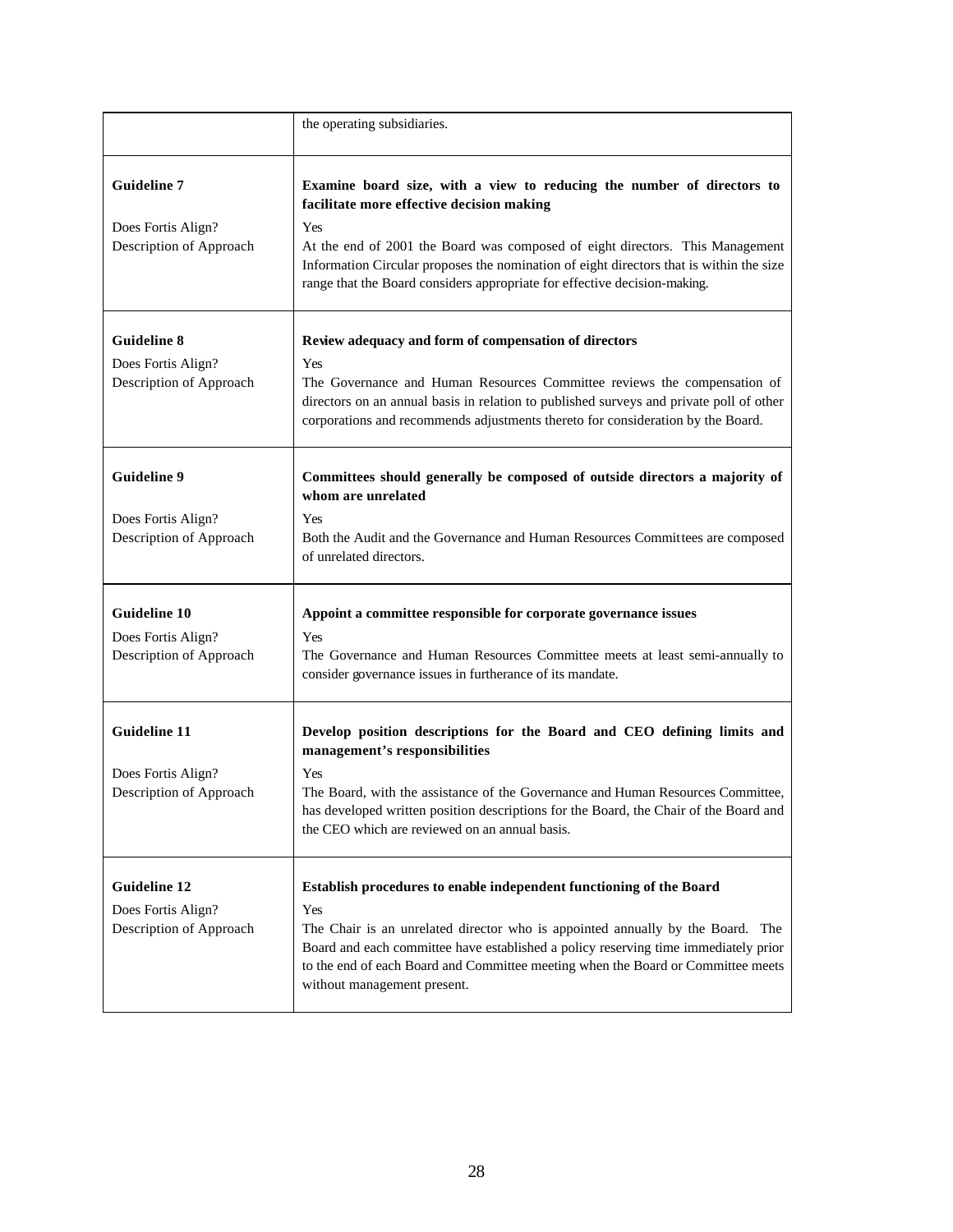| | |
|---|---|
| | the operating subsidiaries. |
| **Guideline 7**<br><br>Does Fortis Align?<br>Description of Approach | **Examine board size, with a view to reducing the number of directors to facilitate more effective decision making**<br><br>Yes<br>At the end of 2001 the Board was composed of eight directors. This Management Information Circular proposes the nomination of eight directors that is within the size range that the Board considers appropriate for effective decision-making. |
| **Guideline 8**<br><br>Does Fortis Align?<br>Description of Approach | **Review adequacy and form of compensation of directors**<br><br>Yes<br>The Governance and Human Resources Committee reviews the compensation of directors on an annual basis in relation to published surveys and private poll of other corporations and recommends adjustments thereto for consideration by the Board. |
| **Guideline 9**<br><br>Does Fortis Align?<br>Description of Approach | **Committees should generally be composed of outside directors a majority of whom are unrelated**<br><br>Yes<br>Both the Audit and the Governance and Human Resources Committees are composed of unrelated directors. |
| **Guideline 10**<br><br>Does Fortis Align?<br>Description of Approach | **Appoint a committee responsible for corporate governance issues**<br><br>Yes<br>The Governance and Human Resources Committee meets at least semi-annually to consider governance issues in furtherance of its mandate. |
| **Guideline 11**<br><br>Does Fortis Align?<br>Description of Approach | **Develop position descriptions for the Board and CEO defining limits and management's responsibilities**<br><br>Yes<br>The Board, with the assistance of the Governance and Human Resources Committee, has developed written position descriptions for the Board, the Chair of the Board and the CEO which are reviewed on an annual basis. |
| **Guideline 12**<br><br>Does Fortis Align?<br>Description of Approach | **Establish procedures to enable independent functioning of the Board**<br><br>Yes<br>The Chair is an unrelated director who is appointed annually by the Board. The Board and each committee have established a policy reserving time immediately prior to the end of each Board and Committee meeting when the Board or Committee meets without management present. |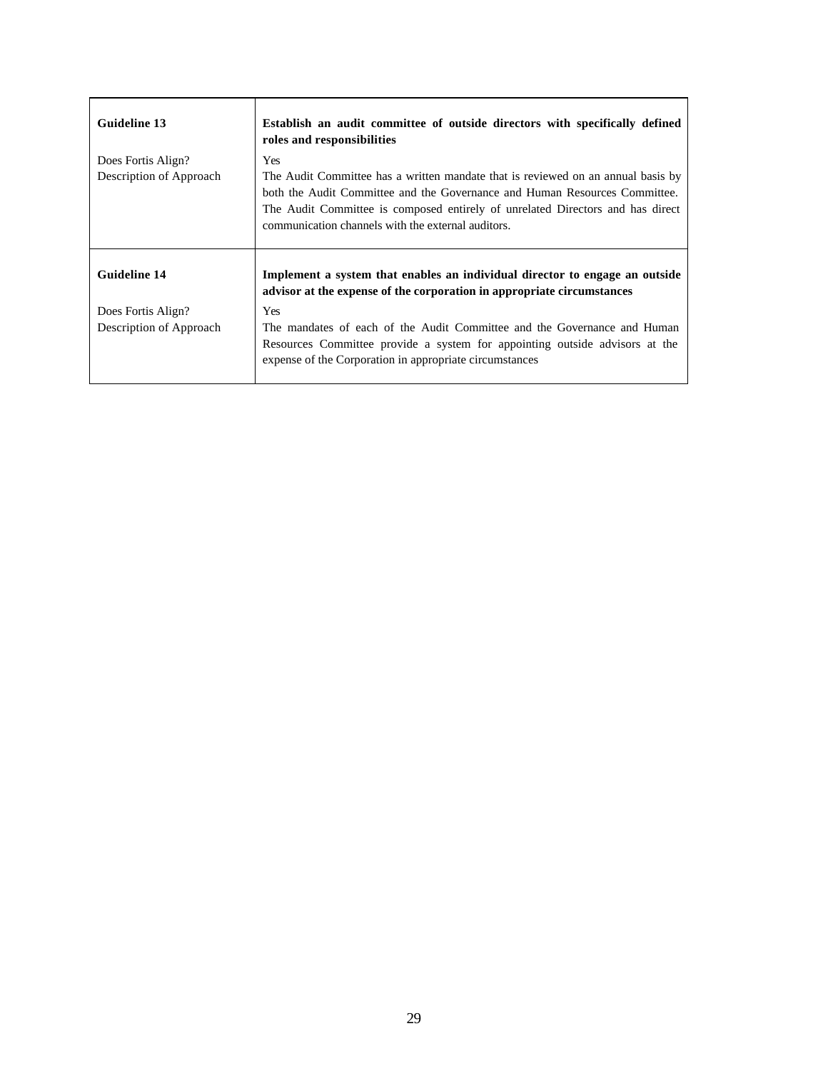| | |
|---|---|
| **Guideline 13**<br><br>Does Fortis Align?<br>Description of Approach | **Establish an audit committee of outside directors with specifically defined roles and responsibilities**<br><br>Yes<br>The Audit Committee has a written mandate that is reviewed on an annual basis by both the Audit Committee and the Governance and Human Resources Committee. The Audit Committee is composed entirely of unrelated Directors and has direct communication channels with the external auditors. |
| **Guideline 14**<br><br>Does Fortis Align?<br>Description of Approach | **Implement a system that enables an individual director to engage an outside advisor at the expense of the corporation in appropriate circumstances**<br><br>Yes<br>The mandates of each of the Audit Committee and the Governance and Human Resources Committee provide a system for appointing outside advisors at the expense of the Corporation in appropriate circumstances |